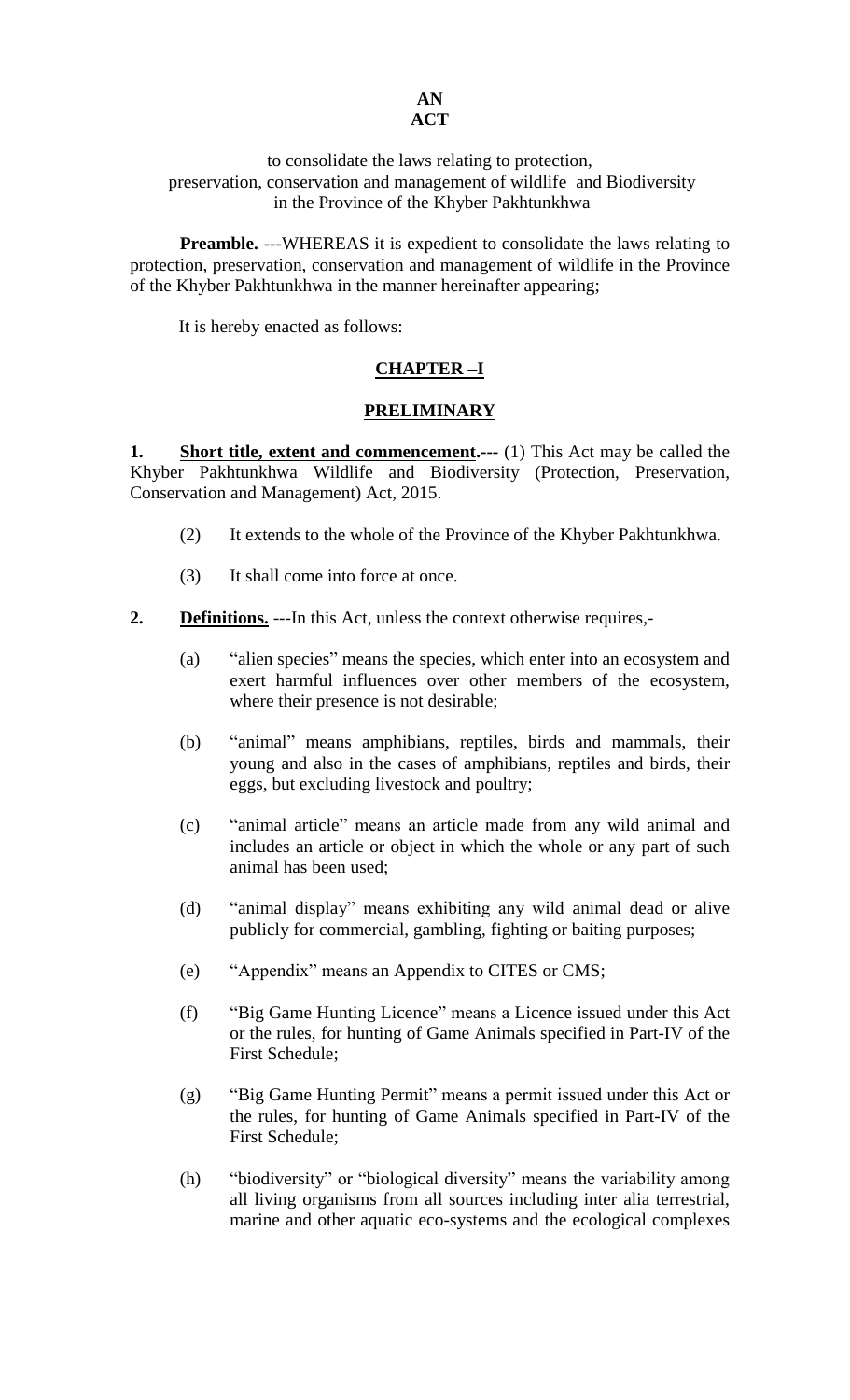# AN ACT

to consolidate the laws relating to protection, preservation, conservation and management of wildlife and Biodiversity in the Province of the Khyber Pakhtunkhwa

**Preamble.** ---WHEREAS it is expedient to consolidate the laws relating to protection, preservation, conservation and management of wildlife in the Province of the Khyber Pakhtunkhwa in the manner hereinafter appearing;

It is hereby enacted as follows:

## CHAPTER –I

## PRELIMINARY

**1. Short title, extent and commencement.---** (1) This Act may be called the Khyber Pakhtunkhwa Wildlife and Biodiversity (Protection, Preservation, Conservation and Management) Act, 2015.

(2) It extends to the whole of the Province of the Khyber Pakhtunkhwa.

(3) It shall come into force at once.

**2. Definitions.** ---In this Act, unless the context otherwise requires,-

(a) "alien species" means the species, which enter into an ecosystem and exert harmful influences over other members of the ecosystem, where their presence is not desirable;

(b) "animal" means amphibians, reptiles, birds and mammals, their young and also in the cases of amphibians, reptiles and birds, their eggs, but excluding livestock and poultry;

(c) "animal article" means an article made from any wild animal and includes an article or object in which the whole or any part of such animal has been used;

(d) "animal display" means exhibiting any wild animal dead or alive publicly for commercial, gambling, fighting or baiting purposes;

(e) "Appendix" means an Appendix to CITES or CMS;

(f) "Big Game Hunting Licence" means a Licence issued under this Act or the rules, for hunting of Game Animals specified in Part-IV of the First Schedule;

(g) "Big Game Hunting Permit" means a permit issued under this Act or the rules, for hunting of Game Animals specified in Part-IV of the First Schedule;

(h) "biodiversity" or "biological diversity" means the variability among all living organisms from all sources including inter alia terrestrial, marine and other aquatic eco-systems and the ecological complexes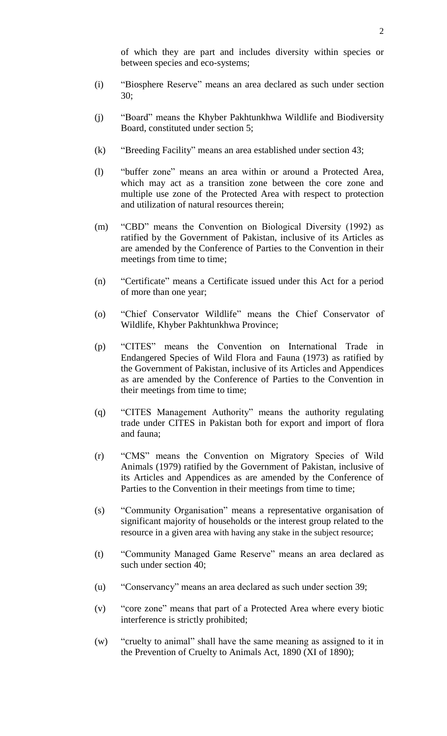of which they are part and includes diversity within species or between species and eco-systems;

(i) "Biosphere Reserve" means an area declared as such under section 30;

(j) "Board" means the Khyber Pakhtunkhwa Wildlife and Biodiversity Board, constituted under section 5;

(k) "Breeding Facility" means an area established under section 43;

(l) "buffer zone" means an area within or around a Protected Area, which may act as a transition zone between the core zone and multiple use zone of the Protected Area with respect to protection and utilization of natural resources therein;

(m) "CBD" means the Convention on Biological Diversity (1992) as ratified by the Government of Pakistan, inclusive of its Articles as are amended by the Conference of Parties to the Convention in their meetings from time to time;

(n) "Certificate" means a Certificate issued under this Act for a period of more than one year;

(o) "Chief Conservator Wildlife" means the Chief Conservator of Wildlife, Khyber Pakhtunkhwa Province;

(p) "CITES" means the Convention on International Trade in Endangered Species of Wild Flora and Fauna (1973) as ratified by the Government of Pakistan, inclusive of its Articles and Appendices as are amended by the Conference of Parties to the Convention in their meetings from time to time;

(q) "CITES Management Authority" means the authority regulating trade under CITES in Pakistan both for export and import of flora and fauna;

(r) "CMS" means the Convention on Migratory Species of Wild Animals (1979) ratified by the Government of Pakistan, inclusive of its Articles and Appendices as are amended by the Conference of Parties to the Convention in their meetings from time to time;

(s) "Community Organisation" means a representative organisation of significant majority of households or the interest group related to the resource in a given area with having any stake in the subject resource;

(t) "Community Managed Game Reserve" means an area declared as such under section 40;

(u) "Conservancy" means an area declared as such under section 39;

(v) "core zone" means that part of a Protected Area where every biotic interference is strictly prohibited;

(w) "cruelty to animal" shall have the same meaning as assigned to it in the Prevention of Cruelty to Animals Act, 1890 (XI of 1890);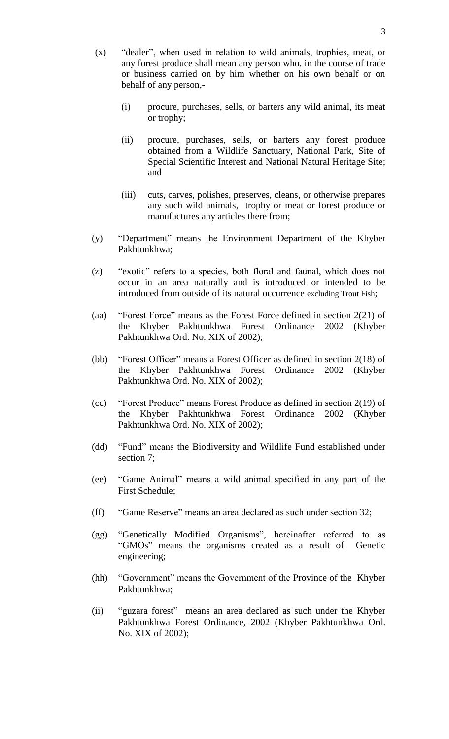(x) "dealer", when used in relation to wild animals, trophies, meat, or any forest produce shall mean any person who, in the course of trade or business carried on by him whether on his own behalf or on behalf of any person,-

  (i) procure, purchases, sells, or barters any wild animal, its meat or trophy;

  (ii) procure, purchases, sells, or barters any forest produce obtained from a Wildlife Sanctuary, National Park, Site of Special Scientific Interest and National Natural Heritage Site; and

  (iii) cuts, carves, polishes, preserves, cleans, or otherwise prepares any such wild animals, trophy or meat or forest produce or manufactures any articles there from;

(y) "Department" means the Environment Department of the Khyber Pakhtunkhwa;

(z) "exotic" refers to a species, both floral and faunal, which does not occur in an area naturally and is introduced or intended to be introduced from outside of its natural occurrence excluding Trout Fish;

(aa) "Forest Force" means as the Forest Force defined in section 2(21) of the Khyber Pakhtunkhwa Forest Ordinance 2002 (Khyber Pakhtunkhwa Ord. No. XIX of 2002);

(bb) "Forest Officer" means a Forest Officer as defined in section 2(18) of the Khyber Pakhtunkhwa Forest Ordinance 2002 (Khyber Pakhtunkhwa Ord. No. XIX of 2002);

(cc) "Forest Produce" means Forest Produce as defined in section 2(19) of the Khyber Pakhtunkhwa Forest Ordinance 2002 (Khyber Pakhtunkhwa Ord. No. XIX of 2002);

(dd) "Fund" means the Biodiversity and Wildlife Fund established under section 7;

(ee) "Game Animal" means a wild animal specified in any part of the First Schedule;

(ff) "Game Reserve" means an area declared as such under section 32;

(gg) "Genetically Modified Organisms", hereinafter referred to as "GMOs" means the organisms created as a result of Genetic engineering;

(hh) "Government" means the Government of the Province of the Khyber Pakhtunkhwa;

(ii) "guzara forest" means an area declared as such under the Khyber Pakhtunkhwa Forest Ordinance, 2002 (Khyber Pakhtunkhwa Ord. No. XIX of 2002);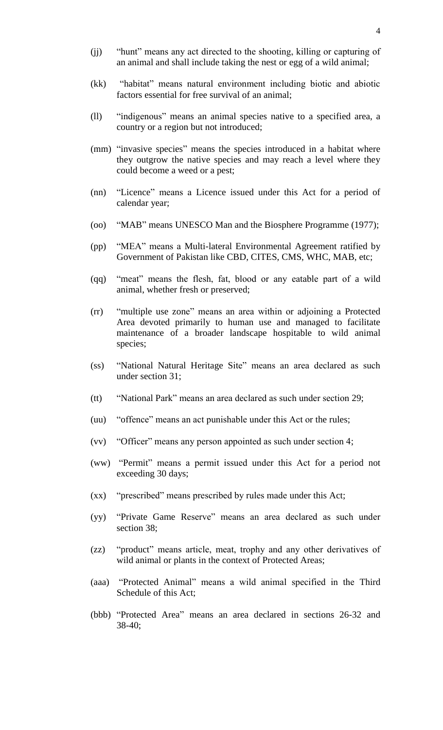(jj) "hunt" means any act directed to the shooting, killing or capturing of an animal and shall include taking the nest or egg of a wild animal;

(kk) "habitat" means natural environment including biotic and abiotic factors essential for free survival of an animal;

(ll) "indigenous" means an animal species native to a specified area, a country or a region but not introduced;

(mm) "invasive species" means the species introduced in a habitat where they outgrow the native species and may reach a level where they could become a weed or a pest;

(nn) "Licence" means a Licence issued under this Act for a period of calendar year;

(oo) "MAB" means UNESCO Man and the Biosphere Programme (1977);

(pp) "MEA" means a Multi-lateral Environmental Agreement ratified by Government of Pakistan like CBD, CITES, CMS, WHC, MAB, etc;

(qq) "meat" means the flesh, fat, blood or any eatable part of a wild animal, whether fresh or preserved;

(rr) "multiple use zone" means an area within or adjoining a Protected Area devoted primarily to human use and managed to facilitate maintenance of a broader landscape hospitable to wild animal species;

(ss) "National Natural Heritage Site" means an area declared as such under section 31;

(tt) "National Park" means an area declared as such under section 29;

(uu) "offence" means an act punishable under this Act or the rules;

(vv) "Officer" means any person appointed as such under section 4;

(ww) "Permit" means a permit issued under this Act for a period not exceeding 30 days;

(xx) "prescribed" means prescribed by rules made under this Act;

(yy) "Private Game Reserve" means an area declared as such under section 38;

(zz) "product" means article, meat, trophy and any other derivatives of wild animal or plants in the context of Protected Areas;

(aaa) "Protected Animal" means a wild animal specified in the Third Schedule of this Act;

(bbb) "Protected Area" means an area declared in sections 26-32 and 38-40;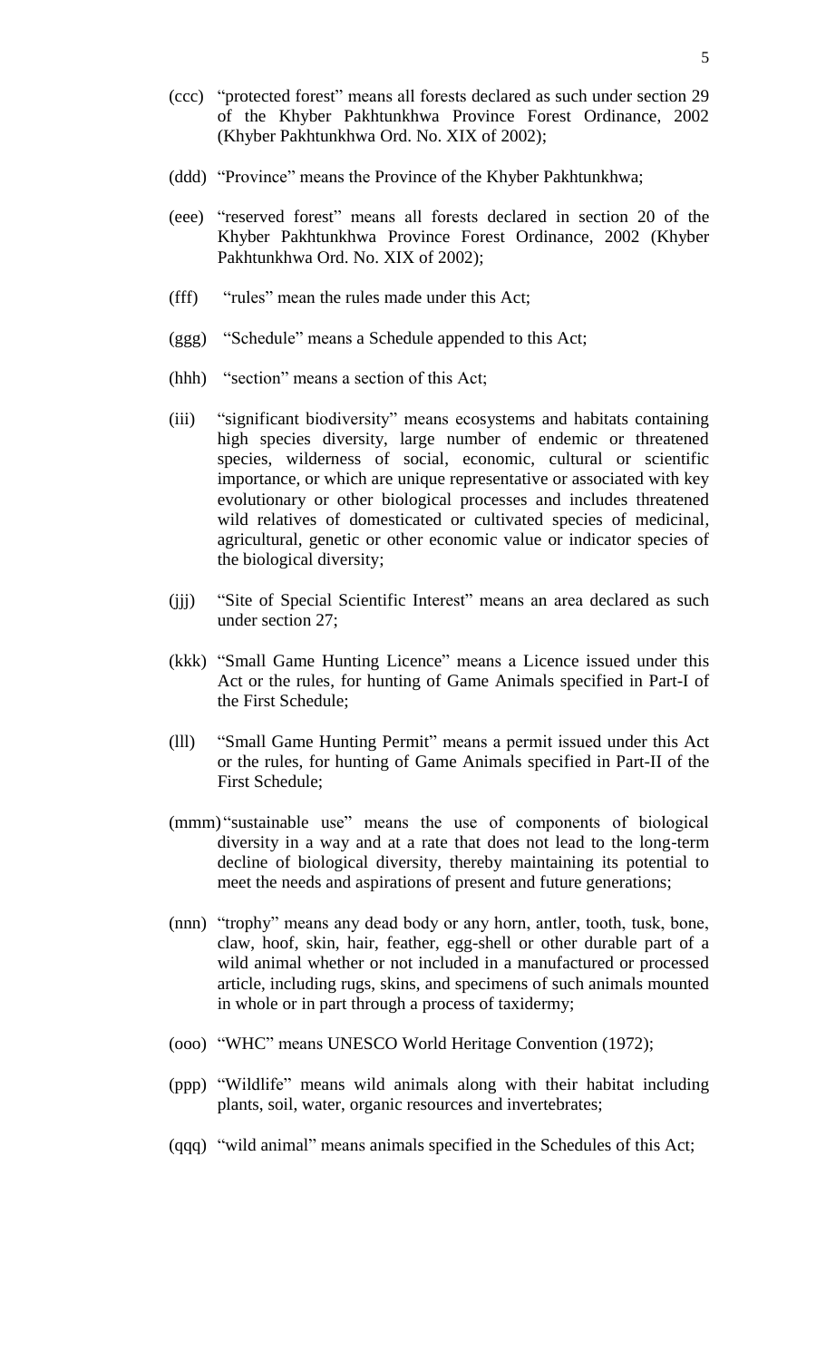(ccc) "protected forest" means all forests declared as such under section 29 of the Khyber Pakhtunkhwa Province Forest Ordinance, 2002 (Khyber Pakhtunkhwa Ord. No. XIX of 2002);

(ddd) "Province" means the Province of the Khyber Pakhtunkhwa;

(eee) "reserved forest" means all forests declared in section 20 of the Khyber Pakhtunkhwa Province Forest Ordinance, 2002 (Khyber Pakhtunkhwa Ord. No. XIX of 2002);

(fff) "rules" mean the rules made under this Act;

(ggg) "Schedule" means a Schedule appended to this Act;

(hhh) "section" means a section of this Act;

(iii) "significant biodiversity" means ecosystems and habitats containing high species diversity, large number of endemic or threatened species, wilderness of social, economic, cultural or scientific importance, or which are unique representative or associated with key evolutionary or other biological processes and includes threatened wild relatives of domesticated or cultivated species of medicinal, agricultural, genetic or other economic value or indicator species of the biological diversity;

(jjj) "Site of Special Scientific Interest" means an area declared as such under section 27;

(kkk) "Small Game Hunting Licence" means a Licence issued under this Act or the rules, for hunting of Game Animals specified in Part-I of the First Schedule;

(lll) "Small Game Hunting Permit" means a permit issued under this Act or the rules, for hunting of Game Animals specified in Part-II of the First Schedule;

(mmm) "sustainable use" means the use of components of biological diversity in a way and at a rate that does not lead to the long-term decline of biological diversity, thereby maintaining its potential to meet the needs and aspirations of present and future generations;

(nnn) "trophy" means any dead body or any horn, antler, tooth, tusk, bone, claw, hoof, skin, hair, feather, egg-shell or other durable part of a wild animal whether or not included in a manufactured or processed article, including rugs, skins, and specimens of such animals mounted in whole or in part through a process of taxidermy;

(ooo) "WHC" means UNESCO World Heritage Convention (1972);

(ppp) "Wildlife" means wild animals along with their habitat including plants, soil, water, organic resources and invertebrates;

(qqq) "wild animal" means animals specified in the Schedules of this Act;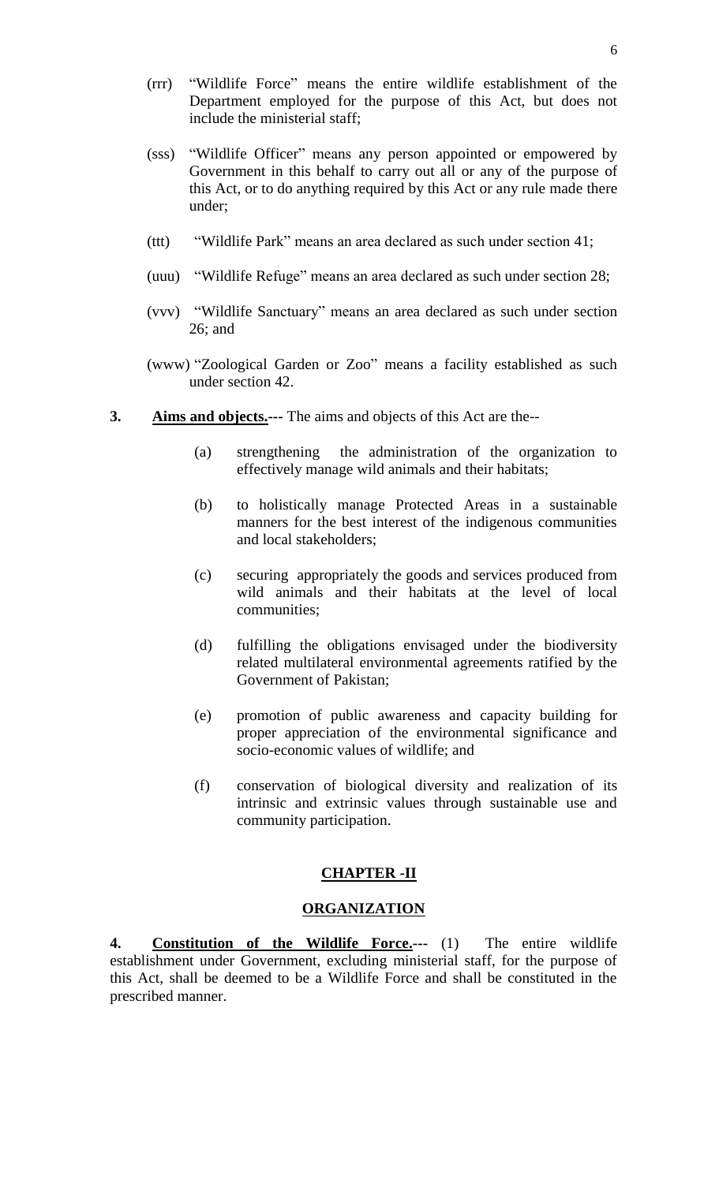(rrr) "Wildlife Force" means the entire wildlife establishment of the Department employed for the purpose of this Act, but does not include the ministerial staff;

(sss) "Wildlife Officer" means any person appointed or empowered by Government in this behalf to carry out all or any of the purpose of this Act, or to do anything required by this Act or any rule made there under;

(ttt) "Wildlife Park" means an area declared as such under section 41;

(uuu) "Wildlife Refuge" means an area declared as such under section 28;

(vvv) "Wildlife Sanctuary" means an area declared as such under section 26; and

(www) "Zoological Garden or Zoo" means a facility established as such under section 42.

**3. Aims and objects.---** The aims and objects of this Act are the--

(a) strengthening the administration of the organization to effectively manage wild animals and their habitats;

(b) to holistically manage Protected Areas in a sustainable manners for the best interest of the indigenous communities and local stakeholders;

(c) securing appropriately the goods and services produced from wild animals and their habitats at the level of local communities;

(d) fulfilling the obligations envisaged under the biodiversity related multilateral environmental agreements ratified by the Government of Pakistan;

(e) promotion of public awareness and capacity building for proper appreciation of the environmental significance and socio-economic values of wildlife; and

(f) conservation of biological diversity and realization of its intrinsic and extrinsic values through sustainable use and community participation.

## CHAPTER -II

## ORGANIZATION

**4. Constitution of the Wildlife Force.---** (1) The entire wildlife establishment under Government, excluding ministerial staff, for the purpose of this Act, shall be deemed to be a Wildlife Force and shall be constituted in the prescribed manner.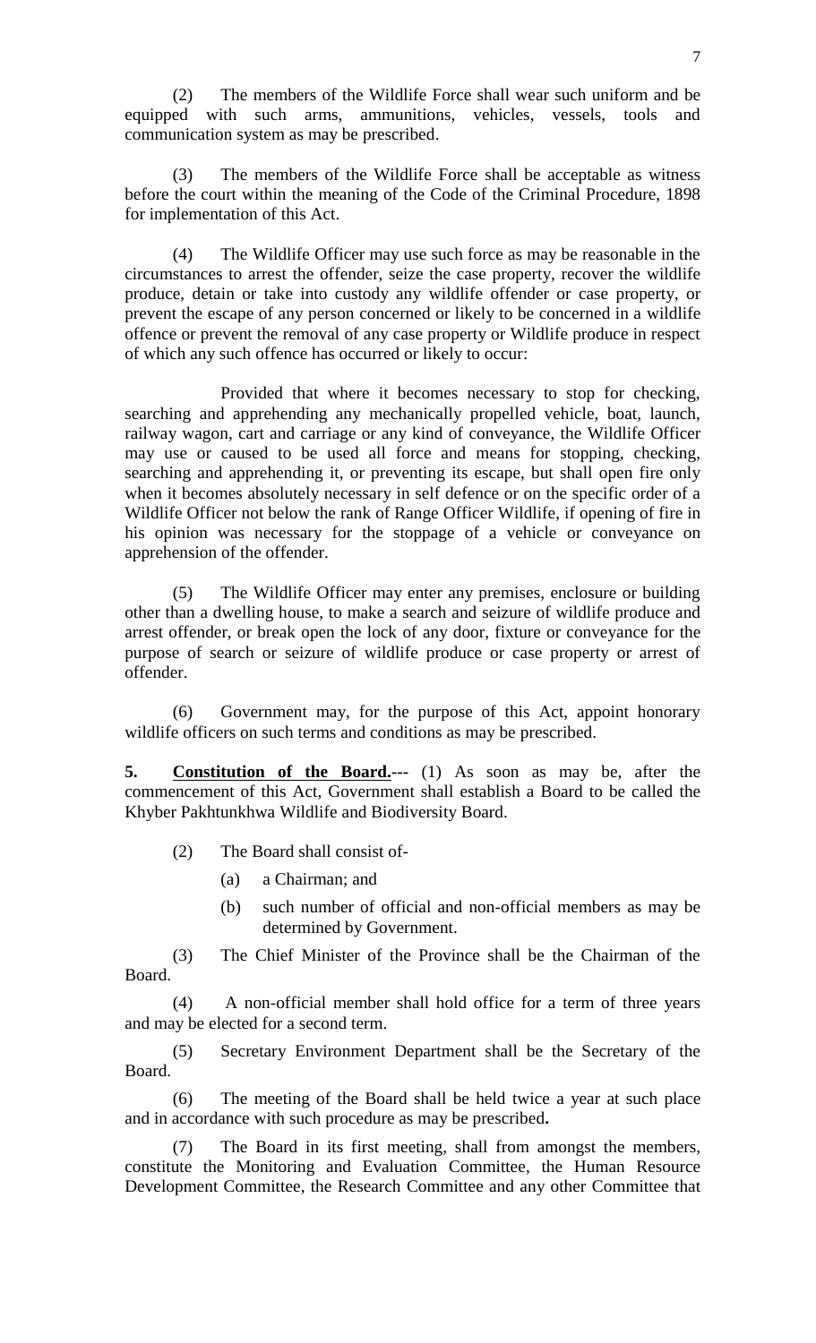(2) The members of the Wildlife Force shall wear such uniform and be equipped with such arms, ammunitions, vehicles, vessels, tools and communication system as may be prescribed.

(3) The members of the Wildlife Force shall be acceptable as witness before the court within the meaning of the Code of the Criminal Procedure, 1898 for implementation of this Act.

(4) The Wildlife Officer may use such force as may be reasonable in the circumstances to arrest the offender, seize the case property, recover the wildlife produce, detain or take into custody any wildlife offender or case property, or prevent the escape of any person concerned or likely to be concerned in a wildlife offence or prevent the removal of any case property or Wildlife produce in respect of which any such offence has occurred or likely to occur:

Provided that where it becomes necessary to stop for checking, searching and apprehending any mechanically propelled vehicle, boat, launch, railway wagon, cart and carriage or any kind of conveyance, the Wildlife Officer may use or caused to be used all force and means for stopping, checking, searching and apprehending it, or preventing its escape, but shall open fire only when it becomes absolutely necessary in self defence or on the specific order of a Wildlife Officer not below the rank of Range Officer Wildlife, if opening of fire in his opinion was necessary for the stoppage of a vehicle or conveyance on apprehension of the offender.

(5) The Wildlife Officer may enter any premises, enclosure or building other than a dwelling house, to make a search and seizure of wildlife produce and arrest offender, or break open the lock of any door, fixture or conveyance for the purpose of search or seizure of wildlife produce or case property or arrest of offender.

(6) Government may, for the purpose of this Act, appoint honorary wildlife officers on such terms and conditions as may be prescribed.

**5. Constitution of the Board.---** (1) As soon as may be, after the commencement of this Act, Government shall establish a Board to be called the Khyber Pakhtunkhwa Wildlife and Biodiversity Board.

(2) The Board shall consist of-

(a) a Chairman; and

(b) such number of official and non-official members as may be determined by Government.

(3) The Chief Minister of the Province shall be the Chairman of the Board.

(4) A non-official member shall hold office for a term of three years and may be elected for a second term.

(5) Secretary Environment Department shall be the Secretary of the Board.

(6) The meeting of the Board shall be held twice a year at such place and in accordance with such procedure as may be prescribed.

(7) The Board in its first meeting, shall from amongst the members, constitute the Monitoring and Evaluation Committee, the Human Resource Development Committee, the Research Committee and any other Committee that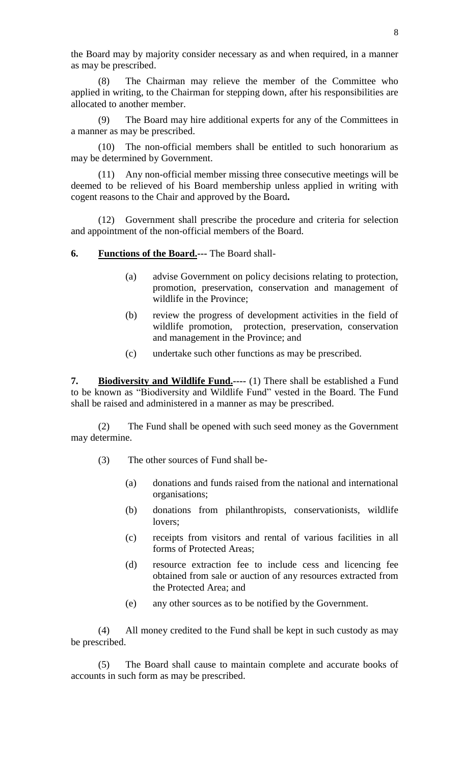the Board may by majority consider necessary as and when required, in a manner as may be prescribed.

(8) The Chairman may relieve the member of the Committee who applied in writing, to the Chairman for stepping down, after his responsibilities are allocated to another member.

(9) The Board may hire additional experts for any of the Committees in a manner as may be prescribed.

(10) The non-official members shall be entitled to such honorarium as may be determined by Government.

(11) Any non-official member missing three consecutive meetings will be deemed to be relieved of his Board membership unless applied in writing with cogent reasons to the Chair and approved by the Board**.**

(12) Government shall prescribe the procedure and criteria for selection and appointment of the non-official members of the Board.

**6. Functions of the Board.---** The Board shall-

(a) advise Government on policy decisions relating to protection, promotion, preservation, conservation and management of wildlife in the Province;

(b) review the progress of development activities in the field of wildlife promotion, protection, preservation, conservation and management in the Province; and

(c) undertake such other functions as may be prescribed.

**7. Biodiversity and Wildlife Fund.----** (1) There shall be established a Fund to be known as "Biodiversity and Wildlife Fund" vested in the Board. The Fund shall be raised and administered in a manner as may be prescribed.

(2) The Fund shall be opened with such seed money as the Government may determine.

(3) The other sources of Fund shall be-

(a) donations and funds raised from the national and international organisations;

(b) donations from philanthropists, conservationists, wildlife lovers;

(c) receipts from visitors and rental of various facilities in all forms of Protected Areas;

(d) resource extraction fee to include cess and licencing fee obtained from sale or auction of any resources extracted from the Protected Area; and

(e) any other sources as to be notified by the Government.

(4) All money credited to the Fund shall be kept in such custody as may be prescribed.

(5) The Board shall cause to maintain complete and accurate books of accounts in such form as may be prescribed.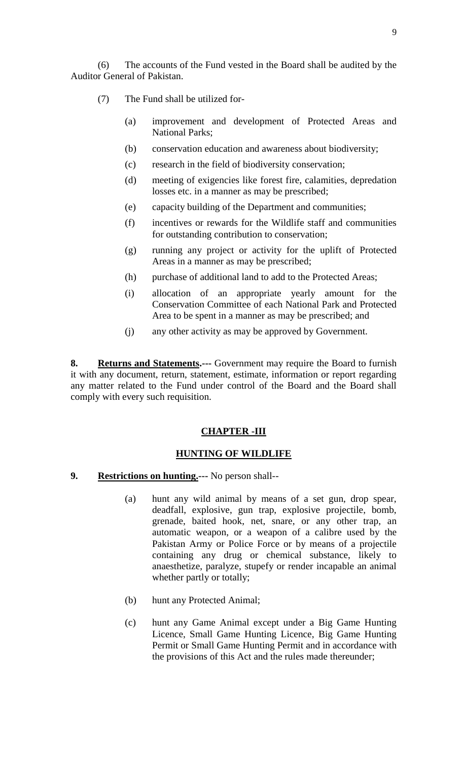(6) The accounts of the Fund vested in the Board shall be audited by the Auditor General of Pakistan.

(7) The Fund shall be utilized for-

(a) improvement and development of Protected Areas and National Parks;

(b) conservation education and awareness about biodiversity;

(c) research in the field of biodiversity conservation;

(d) meeting of exigencies like forest fire, calamities, depredation losses etc. in a manner as may be prescribed;

(e) capacity building of the Department and communities;

(f) incentives or rewards for the Wildlife staff and communities for outstanding contribution to conservation;

(g) running any project or activity for the uplift of Protected Areas in a manner as may be prescribed;

(h) purchase of additional land to add to the Protected Areas;

(i) allocation of an appropriate yearly amount for the Conservation Committee of each National Park and Protected Area to be spent in a manner as may be prescribed; and

(j) any other activity as may be approved by Government.

**8. Returns and Statements.---** Government may require the Board to furnish it with any document, return, statement, estimate, information or report regarding any matter related to the Fund under control of the Board and the Board shall comply with every such requisition.

## CHAPTER -III

## HUNTING OF WILDLIFE

**9. Restrictions on hunting.---** No person shall--

(a) hunt any wild animal by means of a set gun, drop spear, deadfall, explosive, gun trap, explosive projectile, bomb, grenade, baited hook, net, snare, or any other trap, an automatic weapon, or a weapon of a calibre used by the Pakistan Army or Police Force or by means of a projectile containing any drug or chemical substance, likely to anaesthetize, paralyze, stupefy or render incapable an animal whether partly or totally;

(b) hunt any Protected Animal;

(c) hunt any Game Animal except under a Big Game Hunting Licence, Small Game Hunting Licence, Big Game Hunting Permit or Small Game Hunting Permit and in accordance with the provisions of this Act and the rules made thereunder;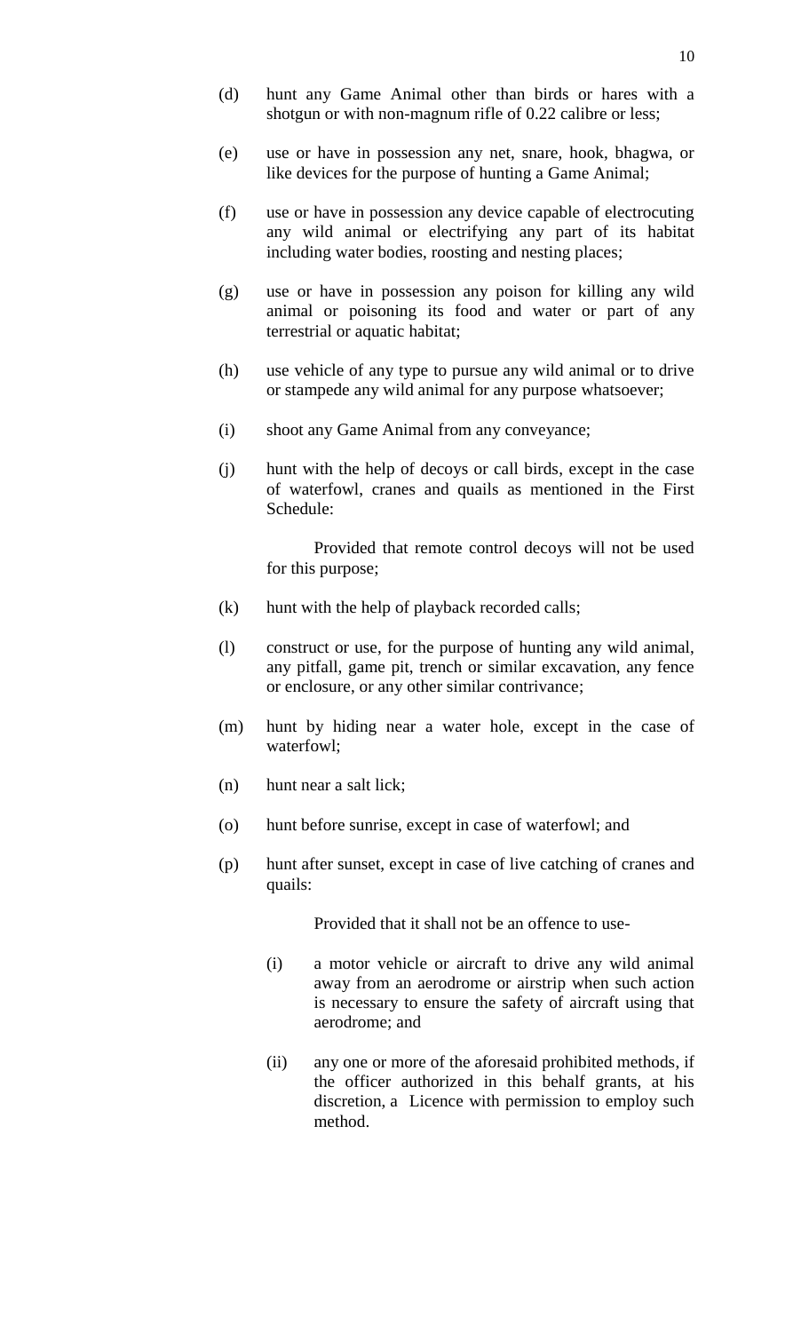(d) hunt any Game Animal other than birds or hares with a shotgun or with non-magnum rifle of 0.22 calibre or less;

(e) use or have in possession any net, snare, hook, bhagwa, or like devices for the purpose of hunting a Game Animal;

(f) use or have in possession any device capable of electrocuting any wild animal or electrifying any part of its habitat including water bodies, roosting and nesting places;

(g) use or have in possession any poison for killing any wild animal or poisoning its food and water or part of any terrestrial or aquatic habitat;

(h) use vehicle of any type to pursue any wild animal or to drive or stampede any wild animal for any purpose whatsoever;

(i) shoot any Game Animal from any conveyance;

(j) hunt with the help of decoys or call birds, except in the case of waterfowl, cranes and quails as mentioned in the First Schedule:

Provided that remote control decoys will not be used for this purpose;

(k) hunt with the help of playback recorded calls;

(l) construct or use, for the purpose of hunting any wild animal, any pitfall, game pit, trench or similar excavation, any fence or enclosure, or any other similar contrivance;

(m) hunt by hiding near a water hole, except in the case of waterfowl;

(n) hunt near a salt lick;

(o) hunt before sunrise, except in case of waterfowl; and

(p) hunt after sunset, except in case of live catching of cranes and quails:

Provided that it shall not be an offence to use-

(i) a motor vehicle or aircraft to drive any wild animal away from an aerodrome or airstrip when such action is necessary to ensure the safety of aircraft using that aerodrome; and

(ii) any one or more of the aforesaid prohibited methods, if the officer authorized in this behalf grants, at his discretion, a Licence with permission to employ such method.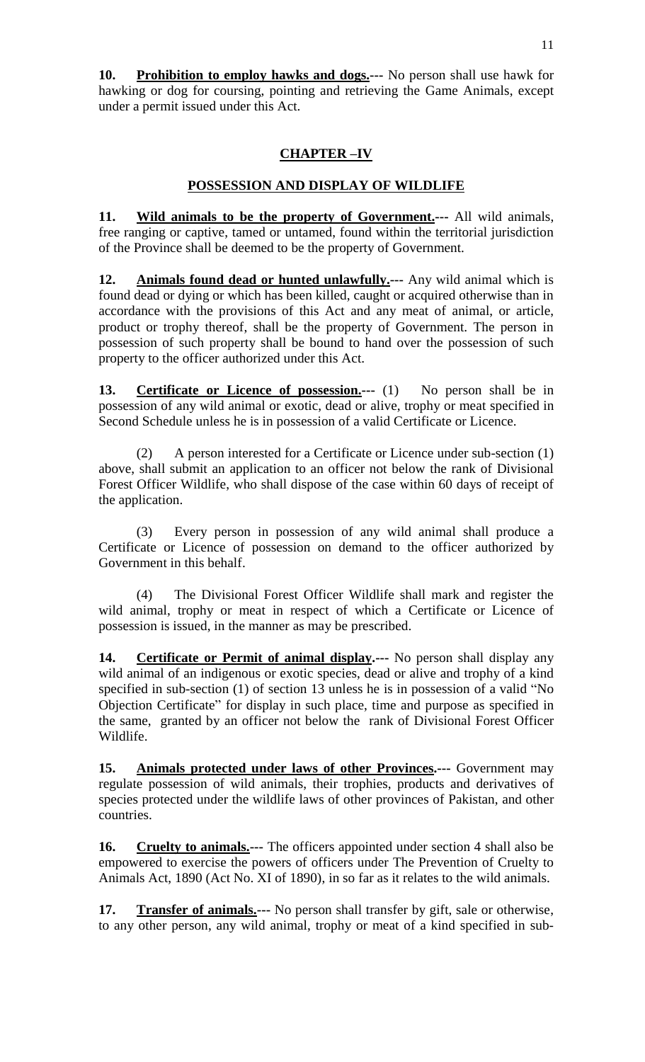**10. Prohibition to employ hawks and dogs.---** No person shall use hawk for hawking or dog for coursing, pointing and retrieving the Game Animals, except under a permit issued under this Act.

## CHAPTER –IV

## POSSESSION AND DISPLAY OF WILDLIFE

**11. Wild animals to be the property of Government.---** All wild animals, free ranging or captive, tamed or untamed, found within the territorial jurisdiction of the Province shall be deemed to be the property of Government.

**12. Animals found dead or hunted unlawfully.---** Any wild animal which is found dead or dying or which has been killed, caught or acquired otherwise than in accordance with the provisions of this Act and any meat of animal, or article, product or trophy thereof, shall be the property of Government. The person in possession of such property shall be bound to hand over the possession of such property to the officer authorized under this Act.

**13. Certificate or Licence of possession.---** (1) No person shall be in possession of any wild animal or exotic, dead or alive, trophy or meat specified in Second Schedule unless he is in possession of a valid Certificate or Licence.

(2) A person interested for a Certificate or Licence under sub-section (1) above, shall submit an application to an officer not below the rank of Divisional Forest Officer Wildlife, who shall dispose of the case within 60 days of receipt of the application.

(3) Every person in possession of any wild animal shall produce a Certificate or Licence of possession on demand to the officer authorized by Government in this behalf.

(4) The Divisional Forest Officer Wildlife shall mark and register the wild animal, trophy or meat in respect of which a Certificate or Licence of possession is issued, in the manner as may be prescribed.

**14. Certificate or Permit of animal display.---** No person shall display any wild animal of an indigenous or exotic species, dead or alive and trophy of a kind specified in sub-section (1) of section 13 unless he is in possession of a valid "No Objection Certificate" for display in such place, time and purpose as specified in the same, granted by an officer not below the rank of Divisional Forest Officer Wildlife.

**15. Animals protected under laws of other Provinces.---** Government may regulate possession of wild animals, their trophies, products and derivatives of species protected under the wildlife laws of other provinces of Pakistan, and other countries.

**16. Cruelty to animals.---** The officers appointed under section 4 shall also be empowered to exercise the powers of officers under The Prevention of Cruelty to Animals Act, 1890 (Act No. XI of 1890), in so far as it relates to the wild animals.

**17. Transfer of animals.---** No person shall transfer by gift, sale or otherwise, to any other person, any wild animal, trophy or meat of a kind specified in sub-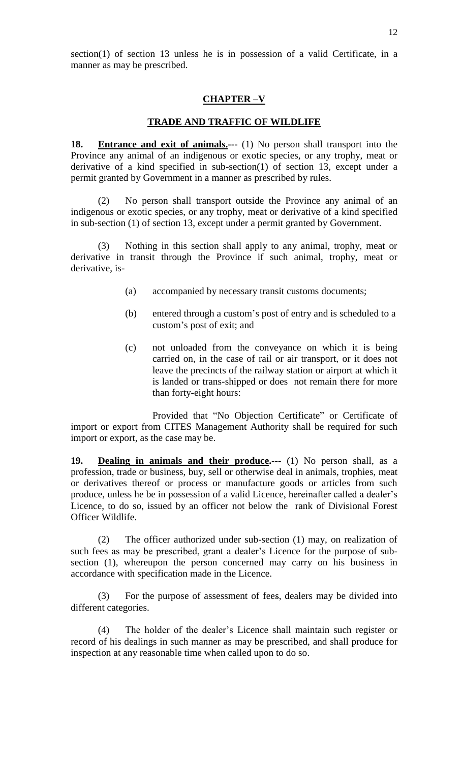section(1) of section 13 unless he is in possession of a valid Certificate, in a manner as may be prescribed.

## CHAPTER –V

## TRADE AND TRAFFIC OF WILDLIFE

**18. Entrance and exit of animals.---** (1) No person shall transport into the Province any animal of an indigenous or exotic species, or any trophy, meat or derivative of a kind specified in sub-section(1) of section 13, except under a permit granted by Government in a manner as prescribed by rules.

(2) No person shall transport outside the Province any animal of an indigenous or exotic species, or any trophy, meat or derivative of a kind specified in sub-section (1) of section 13, except under a permit granted by Government.

(3) Nothing in this section shall apply to any animal, trophy, meat or derivative in transit through the Province if such animal, trophy, meat or derivative, is-

(a) accompanied by necessary transit customs documents;

(b) entered through a custom's post of entry and is scheduled to a custom's post of exit; and

(c) not unloaded from the conveyance on which it is being carried on, in the case of rail or air transport, or it does not leave the precincts of the railway station or airport at which it is landed or trans-shipped or does not remain there for more than forty-eight hours:

Provided that "No Objection Certificate" or Certificate of import or export from CITES Management Authority shall be required for such import or export, as the case may be.

**19. Dealing in animals and their produce.---** (1) No person shall, as a profession, trade or business, buy, sell or otherwise deal in animals, trophies, meat or derivatives thereof or process or manufacture goods or articles from such produce, unless he be in possession of a valid Licence, hereinafter called a dealer's Licence, to do so, issued by an officer not below the rank of Divisional Forest Officer Wildlife.

(2) The officer authorized under sub-section (1) may, on realization of such fees as may be prescribed, grant a dealer's Licence for the purpose of sub-section (1), whereupon the person concerned may carry on his business in accordance with specification made in the Licence.

(3) For the purpose of assessment of fees, dealers may be divided into different categories.

(4) The holder of the dealer's Licence shall maintain such register or record of his dealings in such manner as may be prescribed, and shall produce for inspection at any reasonable time when called upon to do so.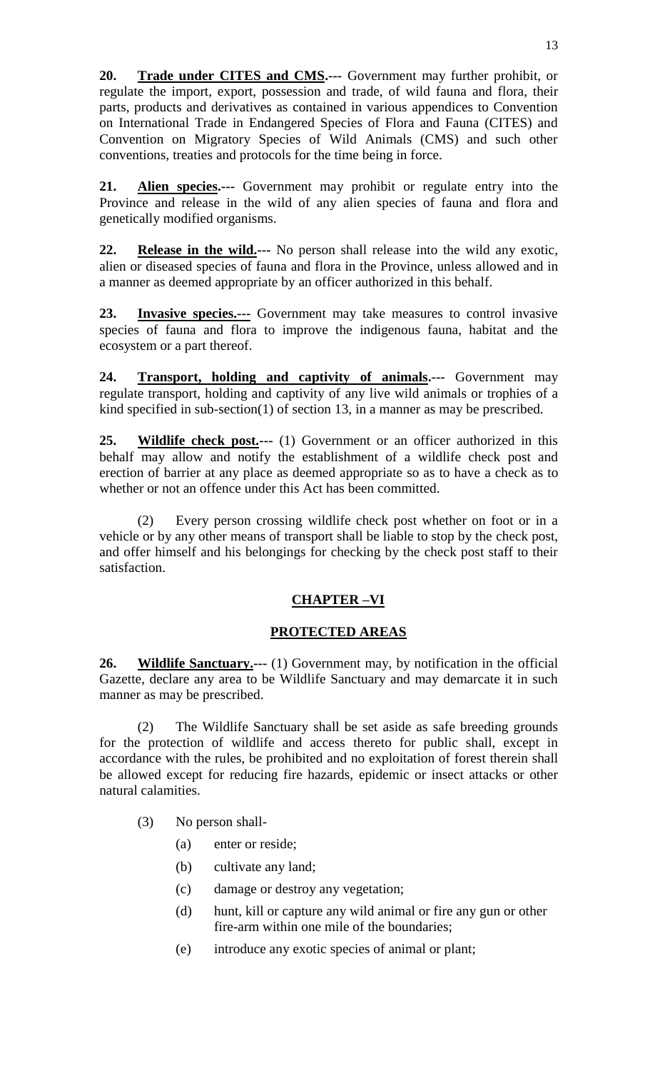**20. Trade under CITES and CMS.---** Government may further prohibit, or regulate the import, export, possession and trade, of wild fauna and flora, their parts, products and derivatives as contained in various appendices to Convention on International Trade in Endangered Species of Flora and Fauna (CITES) and Convention on Migratory Species of Wild Animals (CMS) and such other conventions, treaties and protocols for the time being in force.

**21. Alien species.---** Government may prohibit or regulate entry into the Province and release in the wild of any alien species of fauna and flora and genetically modified organisms.

**22. Release in the wild.---** No person shall release into the wild any exotic, alien or diseased species of fauna and flora in the Province, unless allowed and in a manner as deemed appropriate by an officer authorized in this behalf.

**23. Invasive species.---** Government may take measures to control invasive species of fauna and flora to improve the indigenous fauna, habitat and the ecosystem or a part thereof.

**24. Transport, holding and captivity of animals.---** Government may regulate transport, holding and captivity of any live wild animals or trophies of a kind specified in sub-section(1) of section 13, in a manner as may be prescribed.

**25. Wildlife check post.---** (1) Government or an officer authorized in this behalf may allow and notify the establishment of a wildlife check post and erection of barrier at any place as deemed appropriate so as to have a check as to whether or not an offence under this Act has been committed.

(2) Every person crossing wildlife check post whether on foot or in a vehicle or by any other means of transport shall be liable to stop by the check post, and offer himself and his belongings for checking by the check post staff to their satisfaction.

## CHAPTER –VI

## PROTECTED AREAS

**26. Wildlife Sanctuary.---** (1) Government may, by notification in the official Gazette, declare any area to be Wildlife Sanctuary and may demarcate it in such manner as may be prescribed.

(2) The Wildlife Sanctuary shall be set aside as safe breeding grounds for the protection of wildlife and access thereto for public shall, except in accordance with the rules, be prohibited and no exploitation of forest therein shall be allowed except for reducing fire hazards, epidemic or insect attacks or other natural calamities.

(3) No person shall-

(a) enter or reside;

(b) cultivate any land;

(c) damage or destroy any vegetation;

(d) hunt, kill or capture any wild animal or fire any gun or other fire-arm within one mile of the boundaries;

(e) introduce any exotic species of animal or plant;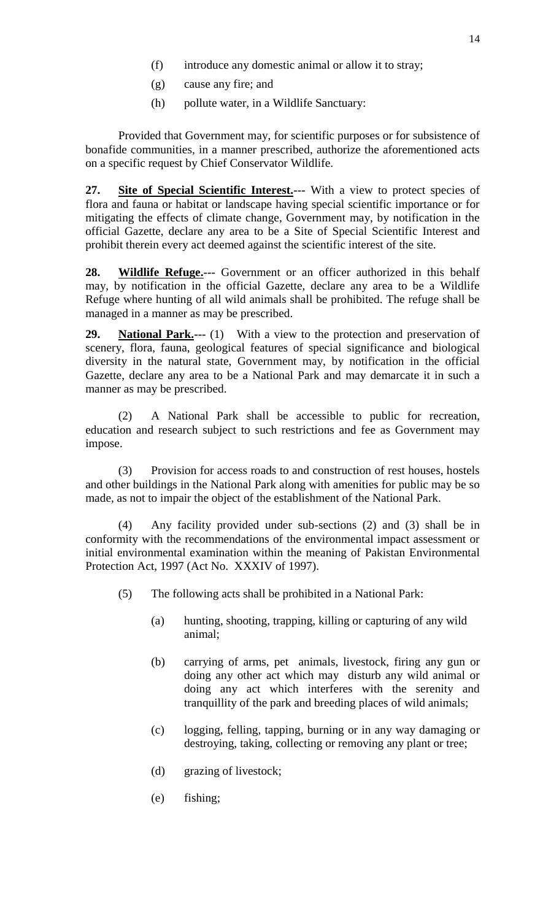(f) introduce any domestic animal or allow it to stray;

(g) cause any fire; and

(h) pollute water, in a Wildlife Sanctuary:

Provided that Government may, for scientific purposes or for subsistence of bonafide communities, in a manner prescribed, authorize the aforementioned acts on a specific request by Chief Conservator Wildlife.

**27. Site of Special Scientific Interest.---** With a view to protect species of flora and fauna or habitat or landscape having special scientific importance or for mitigating the effects of climate change, Government may, by notification in the official Gazette, declare any area to be a Site of Special Scientific Interest and prohibit therein every act deemed against the scientific interest of the site.

**28. Wildlife Refuge.---** Government or an officer authorized in this behalf may, by notification in the official Gazette, declare any area to be a Wildlife Refuge where hunting of all wild animals shall be prohibited. The refuge shall be managed in a manner as may be prescribed.

**29. National Park.---** (1) With a view to the protection and preservation of scenery, flora, fauna, geological features of special significance and biological diversity in the natural state, Government may, by notification in the official Gazette, declare any area to be a National Park and may demarcate it in such a manner as may be prescribed.

(2) A National Park shall be accessible to public for recreation, education and research subject to such restrictions and fee as Government may impose.

(3) Provision for access roads to and construction of rest houses, hostels and other buildings in the National Park along with amenities for public may be so made, as not to impair the object of the establishment of the National Park.

(4) Any facility provided under sub-sections (2) and (3) shall be in conformity with the recommendations of the environmental impact assessment or initial environmental examination within the meaning of Pakistan Environmental Protection Act, 1997 (Act No. XXXIV of 1997).

(5) The following acts shall be prohibited in a National Park:

(a) hunting, shooting, trapping, killing or capturing of any wild animal;

(b) carrying of arms, pet animals, livestock, firing any gun or doing any other act which may disturb any wild animal or doing any act which interferes with the serenity and tranquillity of the park and breeding places of wild animals;

(c) logging, felling, tapping, burning or in any way damaging or destroying, taking, collecting or removing any plant or tree;

(d) grazing of livestock;

(e) fishing;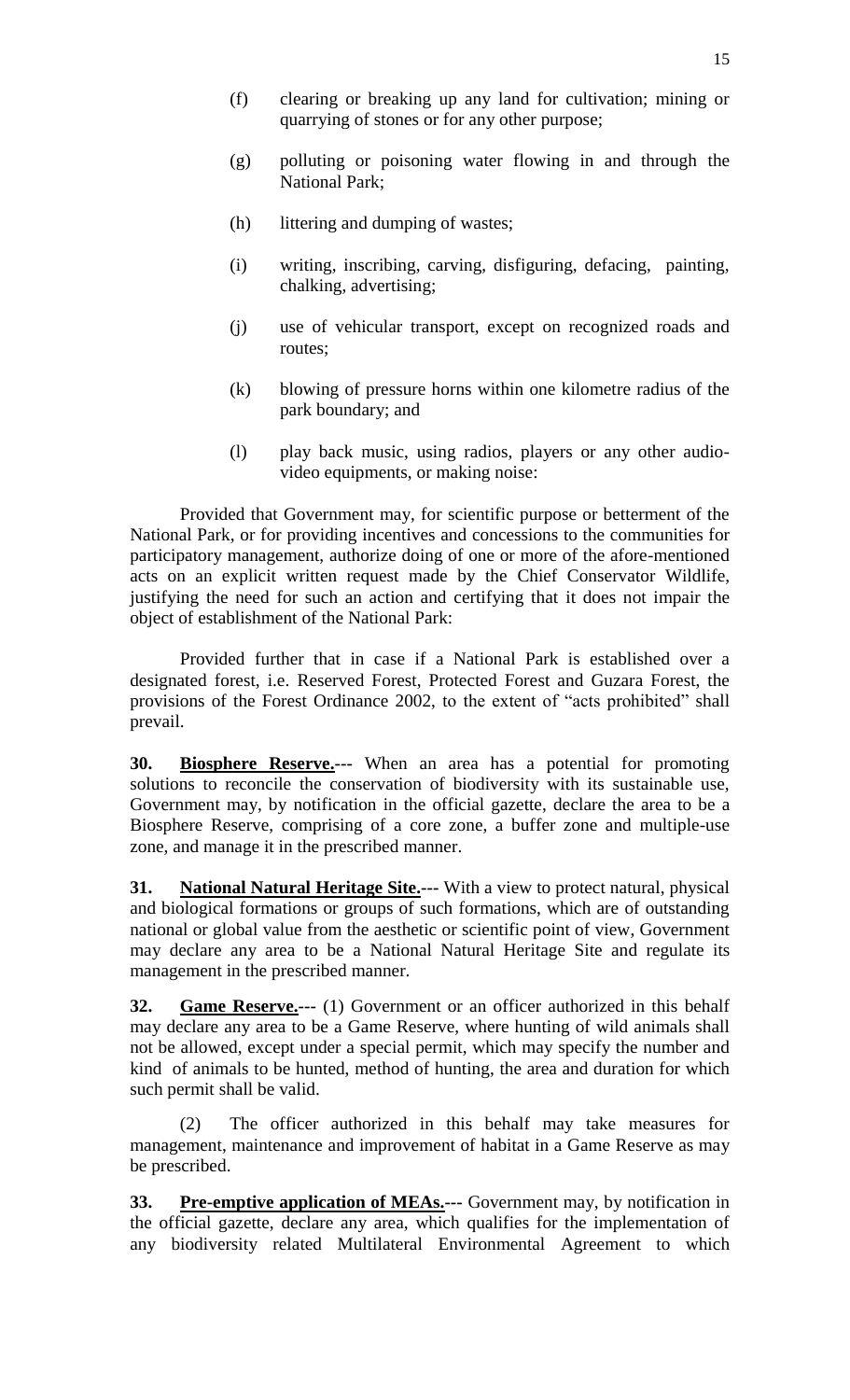(f) clearing or breaking up any land for cultivation; mining or quarrying of stones or for any other purpose;

(g) polluting or poisoning water flowing in and through the National Park;

(h) littering and dumping of wastes;

(i) writing, inscribing, carving, disfiguring, defacing, painting, chalking, advertising;

(j) use of vehicular transport, except on recognized roads and routes;

(k) blowing of pressure horns within one kilometre radius of the park boundary; and

(l) play back music, using radios, players or any other audio-video equipments, or making noise:

Provided that Government may, for scientific purpose or betterment of the National Park, or for providing incentives and concessions to the communities for participatory management, authorize doing of one or more of the afore-mentioned acts on an explicit written request made by the Chief Conservator Wildlife, justifying the need for such an action and certifying that it does not impair the object of establishment of the National Park:

Provided further that in case if a National Park is established over a designated forest, i.e. Reserved Forest, Protected Forest and Guzara Forest, the provisions of the Forest Ordinance 2002, to the extent of "acts prohibited" shall prevail.

**30. Biosphere Reserve.---** When an area has a potential for promoting solutions to reconcile the conservation of biodiversity with its sustainable use, Government may, by notification in the official gazette, declare the area to be a Biosphere Reserve, comprising of a core zone, a buffer zone and multiple-use zone, and manage it in the prescribed manner.

**31. National Natural Heritage Site.---** With a view to protect natural, physical and biological formations or groups of such formations, which are of outstanding national or global value from the aesthetic or scientific point of view, Government may declare any area to be a National Natural Heritage Site and regulate its management in the prescribed manner.

**32. Game Reserve.---** (1) Government or an officer authorized in this behalf may declare any area to be a Game Reserve, where hunting of wild animals shall not be allowed, except under a special permit, which may specify the number and kind of animals to be hunted, method of hunting, the area and duration for which such permit shall be valid.

(2) The officer authorized in this behalf may take measures for management, maintenance and improvement of habitat in a Game Reserve as may be prescribed.

**33. Pre-emptive application of MEAs.---** Government may, by notification in the official gazette, declare any area, which qualifies for the implementation of any biodiversity related Multilateral Environmental Agreement to which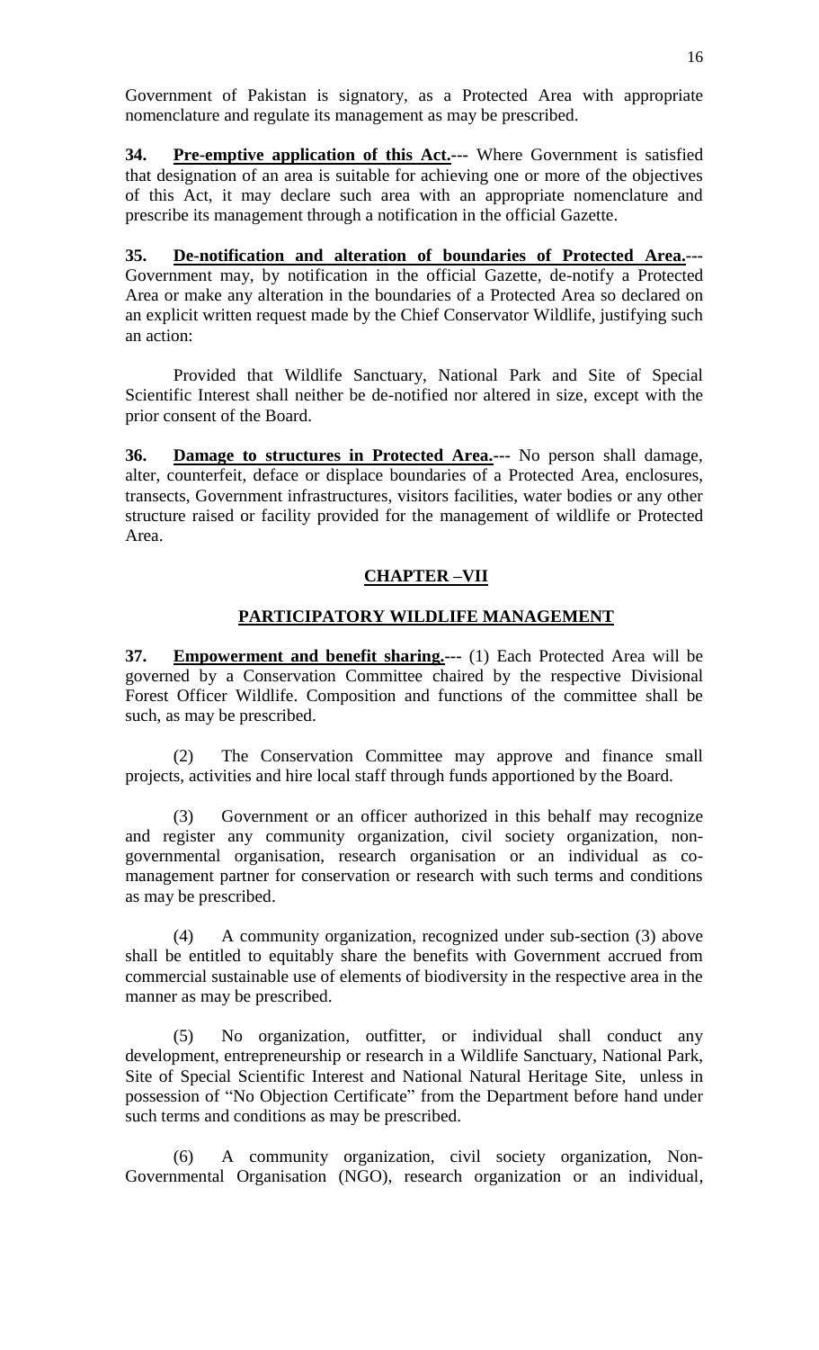Government of Pakistan is signatory, as a Protected Area with appropriate nomenclature and regulate its management as may be prescribed.

**34. Pre-emptive application of this Act.---** Where Government is satisfied that designation of an area is suitable for achieving one or more of the objectives of this Act, it may declare such area with an appropriate nomenclature and prescribe its management through a notification in the official Gazette.

**35. De-notification and alteration of boundaries of Protected Area.---** Government may, by notification in the official Gazette, de-notify a Protected Area or make any alteration in the boundaries of a Protected Area so declared on an explicit written request made by the Chief Conservator Wildlife, justifying such an action:

Provided that Wildlife Sanctuary, National Park and Site of Special Scientific Interest shall neither be de-notified nor altered in size, except with the prior consent of the Board.

**36. Damage to structures in Protected Area.---** No person shall damage, alter, counterfeit, deface or displace boundaries of a Protected Area, enclosures, transects, Government infrastructures, visitors facilities, water bodies or any other structure raised or facility provided for the management of wildlife or Protected Area.

## CHAPTER –VII

## PARTICIPATORY WILDLIFE MANAGEMENT

**37. Empowerment and benefit sharing.---** (1) Each Protected Area will be governed by a Conservation Committee chaired by the respective Divisional Forest Officer Wildlife. Composition and functions of the committee shall be such, as may be prescribed.

(2) The Conservation Committee may approve and finance small projects, activities and hire local staff through funds apportioned by the Board.

(3) Government or an officer authorized in this behalf may recognize and register any community organization, civil society organization, non-governmental organisation, research organisation or an individual as co-management partner for conservation or research with such terms and conditions as may be prescribed.

(4) A community organization, recognized under sub-section (3) above shall be entitled to equitably share the benefits with Government accrued from commercial sustainable use of elements of biodiversity in the respective area in the manner as may be prescribed.

(5) No organization, outfitter, or individual shall conduct any development, entrepreneurship or research in a Wildlife Sanctuary, National Park, Site of Special Scientific Interest and National Natural Heritage Site, unless in possession of "No Objection Certificate" from the Department before hand under such terms and conditions as may be prescribed.

(6) A community organization, civil society organization, Non-Governmental Organisation (NGO), research organization or an individual,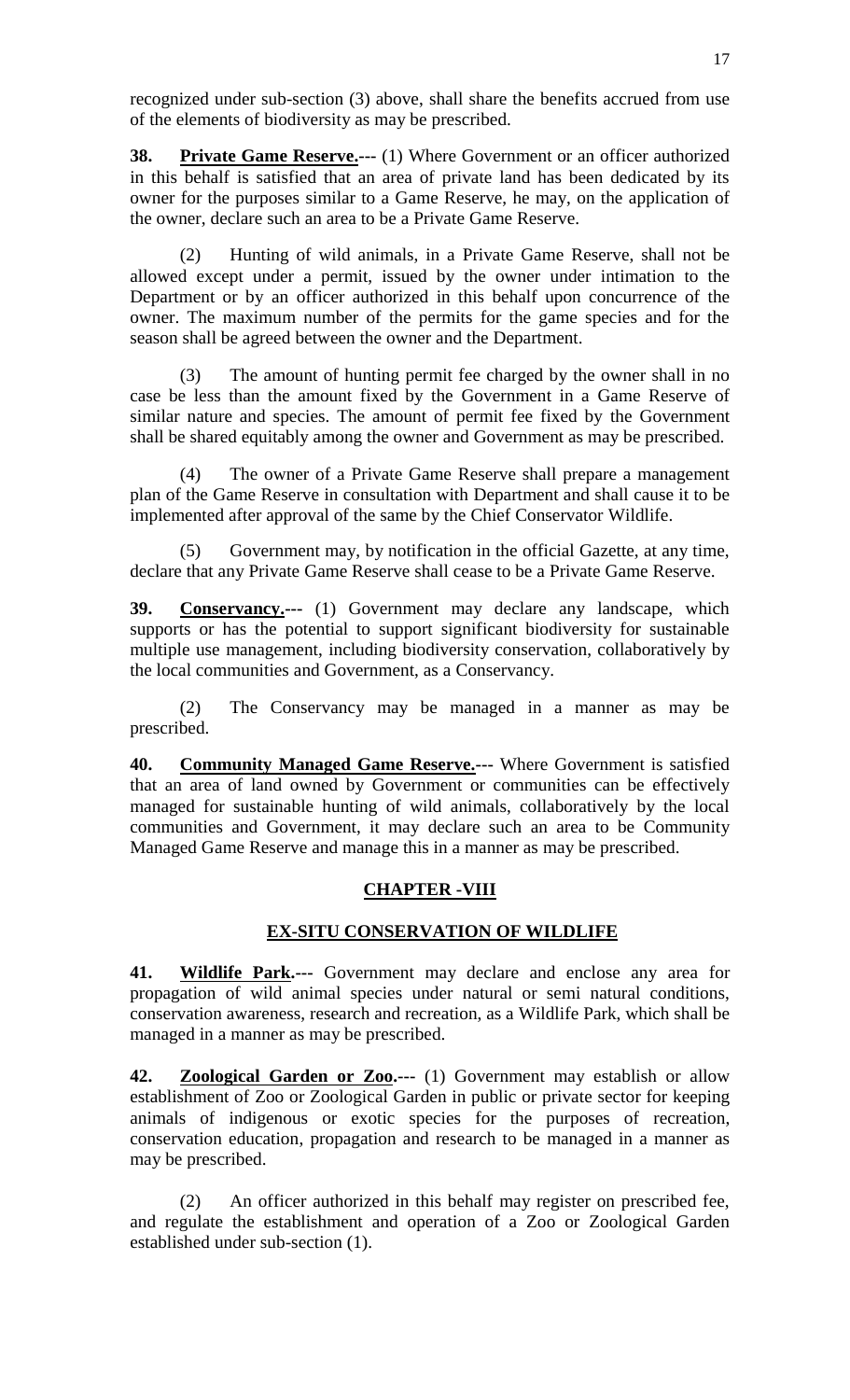recognized under sub-section (3) above, shall share the benefits accrued from use of the elements of biodiversity as may be prescribed.

**38. <u>Private Game Reserve.</u>---** (1) Where Government or an officer authorized in this behalf is satisfied that an area of private land has been dedicated by its owner for the purposes similar to a Game Reserve, he may, on the application of the owner, declare such an area to be a Private Game Reserve.

(2) Hunting of wild animals, in a Private Game Reserve, shall not be allowed except under a permit, issued by the owner under intimation to the Department or by an officer authorized in this behalf upon concurrence of the owner. The maximum number of the permits for the game species and for the season shall be agreed between the owner and the Department.

(3) The amount of hunting permit fee charged by the owner shall in no case be less than the amount fixed by the Government in a Game Reserve of similar nature and species. The amount of permit fee fixed by the Government shall be shared equitably among the owner and Government as may be prescribed.

(4) The owner of a Private Game Reserve shall prepare a management plan of the Game Reserve in consultation with Department and shall cause it to be implemented after approval of the same by the Chief Conservator Wildlife.

(5) Government may, by notification in the official Gazette, at any time, declare that any Private Game Reserve shall cease to be a Private Game Reserve.

**39. <u>Conservancy.</u>---** (1) Government may declare any landscape, which supports or has the potential to support significant biodiversity for sustainable multiple use management, including biodiversity conservation, collaboratively by the local communities and Government, as a Conservancy.

(2) The Conservancy may be managed in a manner as may be prescribed.

**40. <u>Community Managed Game Reserve.</u>---** Where Government is satisfied that an area of land owned by Government or communities can be effectively managed for sustainable hunting of wild animals, collaboratively by the local communities and Government, it may declare such an area to be Community Managed Game Reserve and manage this in a manner as may be prescribed.

## <u>CHAPTER -VIII</u>

## <u>EX-SITU CONSERVATION OF WILDLIFE</u>

**41. <u>Wildlife Park.</u>---** Government may declare and enclose any area for propagation of wild animal species under natural or semi natural conditions, conservation awareness, research and recreation, as a Wildlife Park, which shall be managed in a manner as may be prescribed.

**42. <u>Zoological Garden or Zoo.</u>---** (1) Government may establish or allow establishment of Zoo or Zoological Garden in public or private sector for keeping animals of indigenous or exotic species for the purposes of recreation, conservation education, propagation and research to be managed in a manner as may be prescribed.

(2) An officer authorized in this behalf may register on prescribed fee, and regulate the establishment and operation of a Zoo or Zoological Garden established under sub-section (1).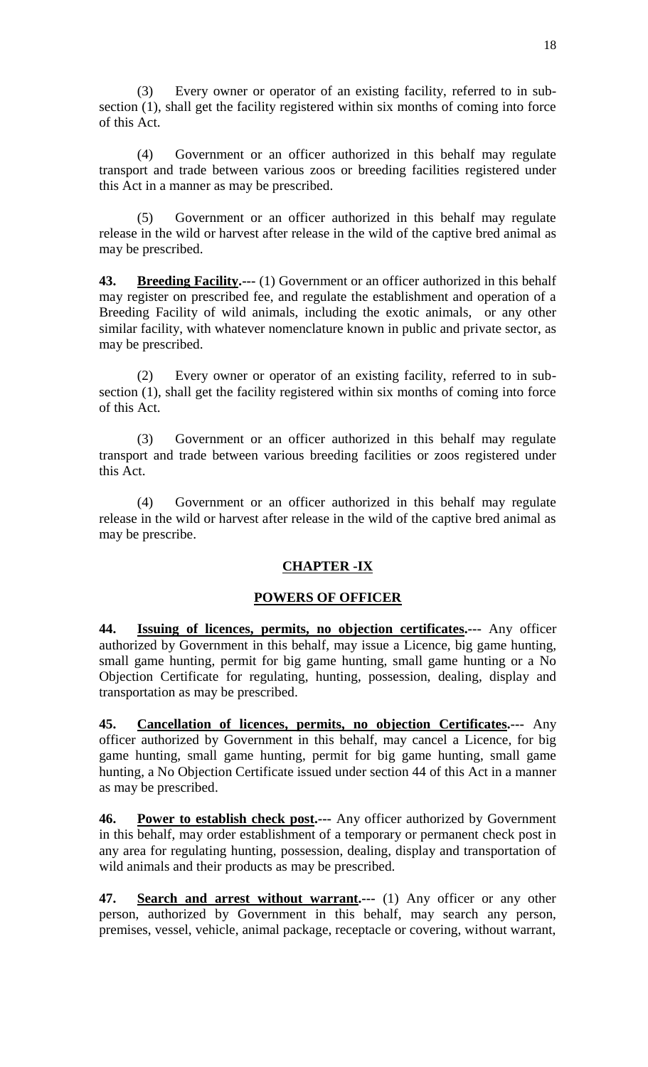(3) Every owner or operator of an existing facility, referred to in sub-section (1), shall get the facility registered within six months of coming into force of this Act.

(4) Government or an officer authorized in this behalf may regulate transport and trade between various zoos or breeding facilities registered under this Act in a manner as may be prescribed.

(5) Government or an officer authorized in this behalf may regulate release in the wild or harvest after release in the wild of the captive bred animal as may be prescribed.

**43. <u>Breeding Facility</u>.---** (1) Government or an officer authorized in this behalf may register on prescribed fee, and regulate the establishment and operation of a Breeding Facility of wild animals, including the exotic animals, or any other similar facility, with whatever nomenclature known in public and private sector, as may be prescribed.

(2) Every owner or operator of an existing facility, referred to in sub-section (1), shall get the facility registered within six months of coming into force of this Act.

(3) Government or an officer authorized in this behalf may regulate transport and trade between various breeding facilities or zoos registered under this Act.

(4) Government or an officer authorized in this behalf may regulate release in the wild or harvest after release in the wild of the captive bred animal as may be prescribe.

## <u>CHAPTER -IX</u>

## <u>POWERS OF OFFICER</u>

**44. <u>Issuing of licences, permits, no objection certificates</u>.---** Any officer authorized by Government in this behalf, may issue a Licence, big game hunting, small game hunting, permit for big game hunting, small game hunting or a No Objection Certificate for regulating, hunting, possession, dealing, display and transportation as may be prescribed.

**45. <u>Cancellation of licences, permits, no objection Certificates</u>.---** Any officer authorized by Government in this behalf, may cancel a Licence, for big game hunting, small game hunting, permit for big game hunting, small game hunting, a No Objection Certificate issued under section 44 of this Act in a manner as may be prescribed.

**46. <u>Power to establish check post</u>.---** Any officer authorized by Government in this behalf, may order establishment of a temporary or permanent check post in any area for regulating hunting, possession, dealing, display and transportation of wild animals and their products as may be prescribed.

**47. <u>Search and arrest without warrant</u>.---** (1) Any officer or any other person, authorized by Government in this behalf, may search any person, premises, vessel, vehicle, animal package, receptacle or covering, without warrant,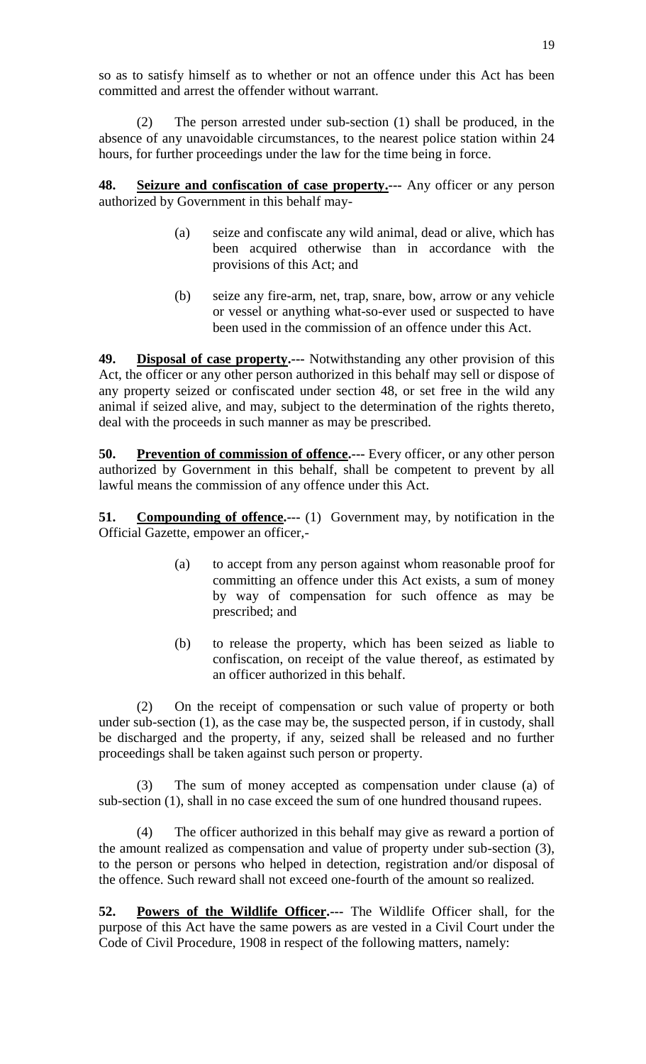so as to satisfy himself as to whether or not an offence under this Act has been committed and arrest the offender without warrant.

(2) The person arrested under sub-section (1) shall be produced, in the absence of any unavoidable circumstances, to the nearest police station within 24 hours, for further proceedings under the law for the time being in force.

**48. Seizure and confiscation of case property.---** Any officer or any person authorized by Government in this behalf may-

(a) seize and confiscate any wild animal, dead or alive, which has been acquired otherwise than in accordance with the provisions of this Act; and

(b) seize any fire-arm, net, trap, snare, bow, arrow or any vehicle or vessel or anything what-so-ever used or suspected to have been used in the commission of an offence under this Act.

**49. Disposal of case property.---** Notwithstanding any other provision of this Act, the officer or any other person authorized in this behalf may sell or dispose of any property seized or confiscated under section 48, or set free in the wild any animal if seized alive, and may, subject to the determination of the rights thereto, deal with the proceeds in such manner as may be prescribed.

**50. Prevention of commission of offence.---** Every officer, or any other person authorized by Government in this behalf, shall be competent to prevent by all lawful means the commission of any offence under this Act.

**51. Compounding of offence.---** (1) Government may, by notification in the Official Gazette, empower an officer,-

(a) to accept from any person against whom reasonable proof for committing an offence under this Act exists, a sum of money by way of compensation for such offence as may be prescribed; and

(b) to release the property, which has been seized as liable to confiscation, on receipt of the value thereof, as estimated by an officer authorized in this behalf.

(2) On the receipt of compensation or such value of property or both under sub-section (1), as the case may be, the suspected person, if in custody, shall be discharged and the property, if any, seized shall be released and no further proceedings shall be taken against such person or property.

(3) The sum of money accepted as compensation under clause (a) of sub-section (1), shall in no case exceed the sum of one hundred thousand rupees.

(4) The officer authorized in this behalf may give as reward a portion of the amount realized as compensation and value of property under sub-section (3), to the person or persons who helped in detection, registration and/or disposal of the offence. Such reward shall not exceed one-fourth of the amount so realized.

**52. Powers of the Wildlife Officer.---** The Wildlife Officer shall, for the purpose of this Act have the same powers as are vested in a Civil Court under the Code of Civil Procedure, 1908 in respect of the following matters, namely: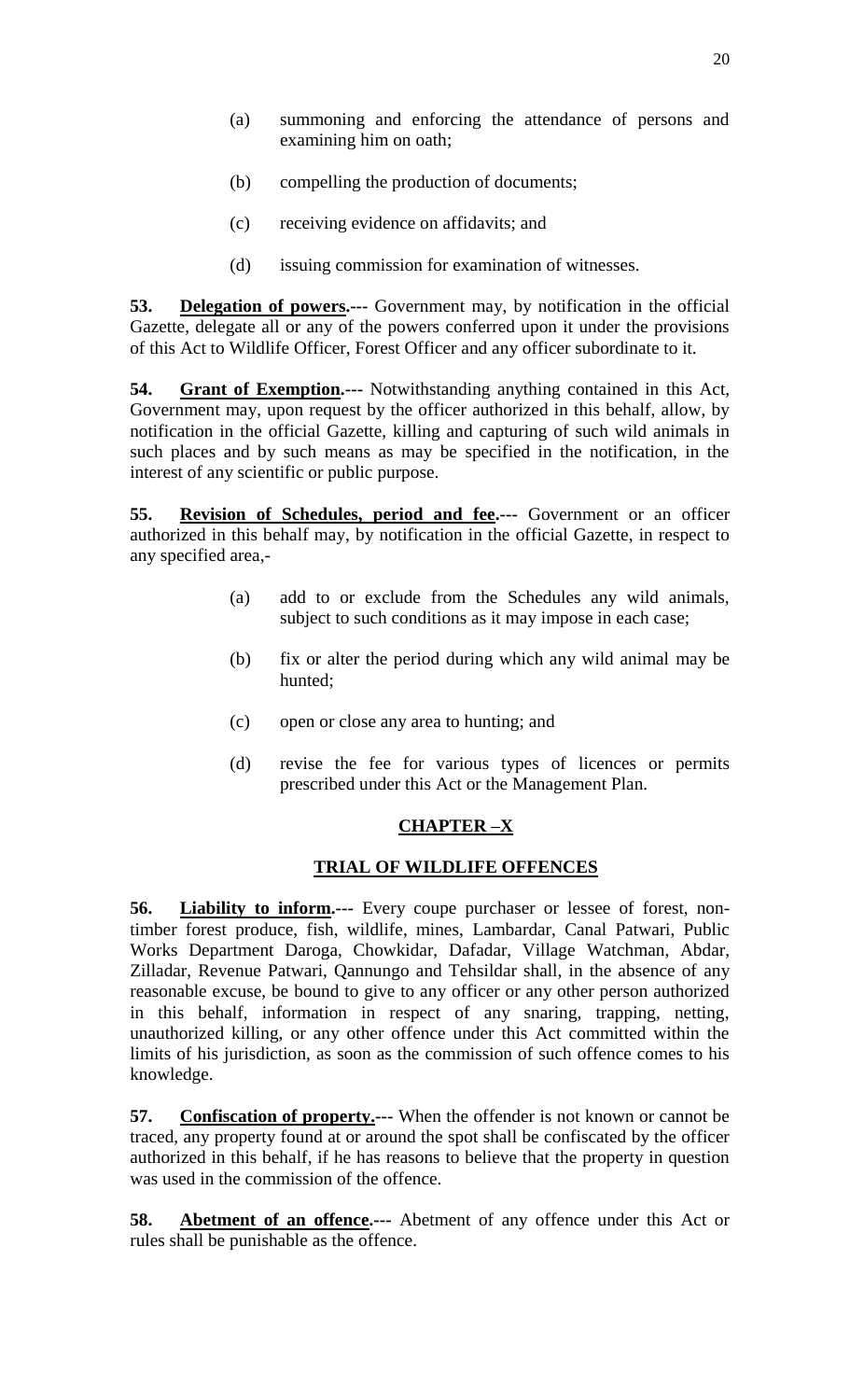(a) summoning and enforcing the attendance of persons and examining him on oath;

(b) compelling the production of documents;

(c) receiving evidence on affidavits; and

(d) issuing commission for examination of witnesses.

**53. Delegation of powers.---** Government may, by notification in the official Gazette, delegate all or any of the powers conferred upon it under the provisions of this Act to Wildlife Officer, Forest Officer and any officer subordinate to it.

**54. Grant of Exemption.---** Notwithstanding anything contained in this Act, Government may, upon request by the officer authorized in this behalf, allow, by notification in the official Gazette, killing and capturing of such wild animals in such places and by such means as may be specified in the notification, in the interest of any scientific or public purpose.

**55. Revision of Schedules, period and fee.---** Government or an officer authorized in this behalf may, by notification in the official Gazette, in respect to any specified area,-

(a) add to or exclude from the Schedules any wild animals, subject to such conditions as it may impose in each case;

(b) fix or alter the period during which any wild animal may be hunted;

(c) open or close any area to hunting; and

(d) revise the fee for various types of licences or permits prescribed under this Act or the Management Plan.

## CHAPTER –X

## TRIAL OF WILDLIFE OFFENCES

**56. Liability to inform.---** Every coupe purchaser or lessee of forest, non-timber forest produce, fish, wildlife, mines, Lambardar, Canal Patwari, Public Works Department Daroga, Chowkidar, Dafadar, Village Watchman, Abdar, Zilladar, Revenue Patwari, Qannungo and Tehsildar shall, in the absence of any reasonable excuse, be bound to give to any officer or any other person authorized in this behalf, information in respect of any snaring, trapping, netting, unauthorized killing, or any other offence under this Act committed within the limits of his jurisdiction, as soon as the commission of such offence comes to his knowledge.

**57. Confiscation of property.---** When the offender is not known or cannot be traced, any property found at or around the spot shall be confiscated by the officer authorized in this behalf, if he has reasons to believe that the property in question was used in the commission of the offence.

**58. Abetment of an offence.---** Abetment of any offence under this Act or rules shall be punishable as the offence.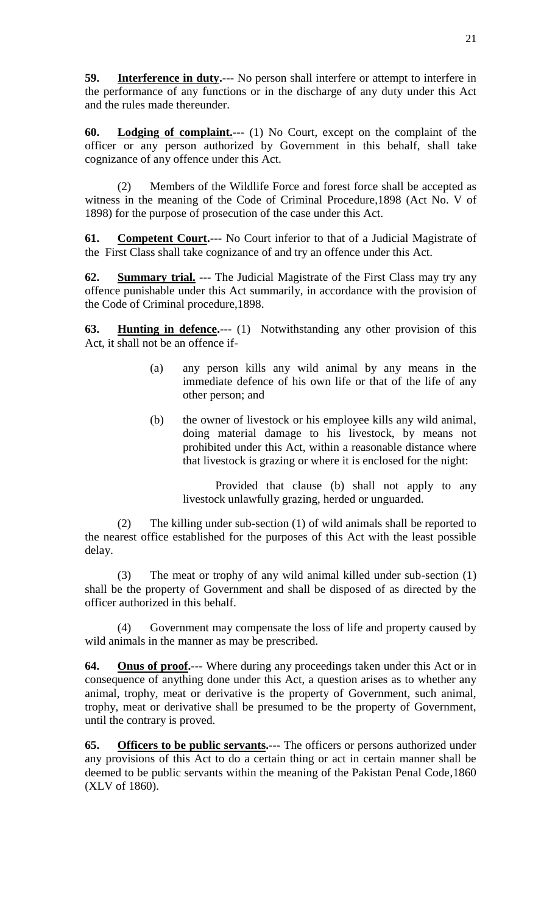**59.** **Interference in duty.---** No person shall interfere or attempt to interfere in the performance of any functions or in the discharge of any duty under this Act and the rules made thereunder.

**60.** **Lodging of complaint.---** (1) No Court, except on the complaint of the officer or any person authorized by Government in this behalf, shall take cognizance of any offence under this Act.

(2) Members of the Wildlife Force and forest force shall be accepted as witness in the meaning of the Code of Criminal Procedure,1898 (Act No. V of 1898) for the purpose of prosecution of the case under this Act.

**61.** **Competent Court.---** No Court inferior to that of a Judicial Magistrate of the First Class shall take cognizance of and try an offence under this Act.

**62.** **Summary trial. ---** The Judicial Magistrate of the First Class may try any offence punishable under this Act summarily, in accordance with the provision of the Code of Criminal procedure,1898.

**63.** **Hunting in defence.---** (1) Notwithstanding any other provision of this Act, it shall not be an offence if-

(a) any person kills any wild animal by any means in the immediate defence of his own life or that of the life of any other person; and

(b) the owner of livestock or his employee kills any wild animal, doing material damage to his livestock, by means not prohibited under this Act, within a reasonable distance where that livestock is grazing or where it is enclosed for the night:

Provided that clause (b) shall not apply to any livestock unlawfully grazing, herded or unguarded.

(2) The killing under sub-section (1) of wild animals shall be reported to the nearest office established for the purposes of this Act with the least possible delay.

(3) The meat or trophy of any wild animal killed under sub-section (1) shall be the property of Government and shall be disposed of as directed by the officer authorized in this behalf.

(4) Government may compensate the loss of life and property caused by wild animals in the manner as may be prescribed.

**64.** **Onus of proof.---** Where during any proceedings taken under this Act or in consequence of anything done under this Act, a question arises as to whether any animal, trophy, meat or derivative is the property of Government, such animal, trophy, meat or derivative shall be presumed to be the property of Government, until the contrary is proved.

**65.** **Officers to be public servants.---** The officers or persons authorized under any provisions of this Act to do a certain thing or act in certain manner shall be deemed to be public servants within the meaning of the Pakistan Penal Code,1860 (XLV of 1860).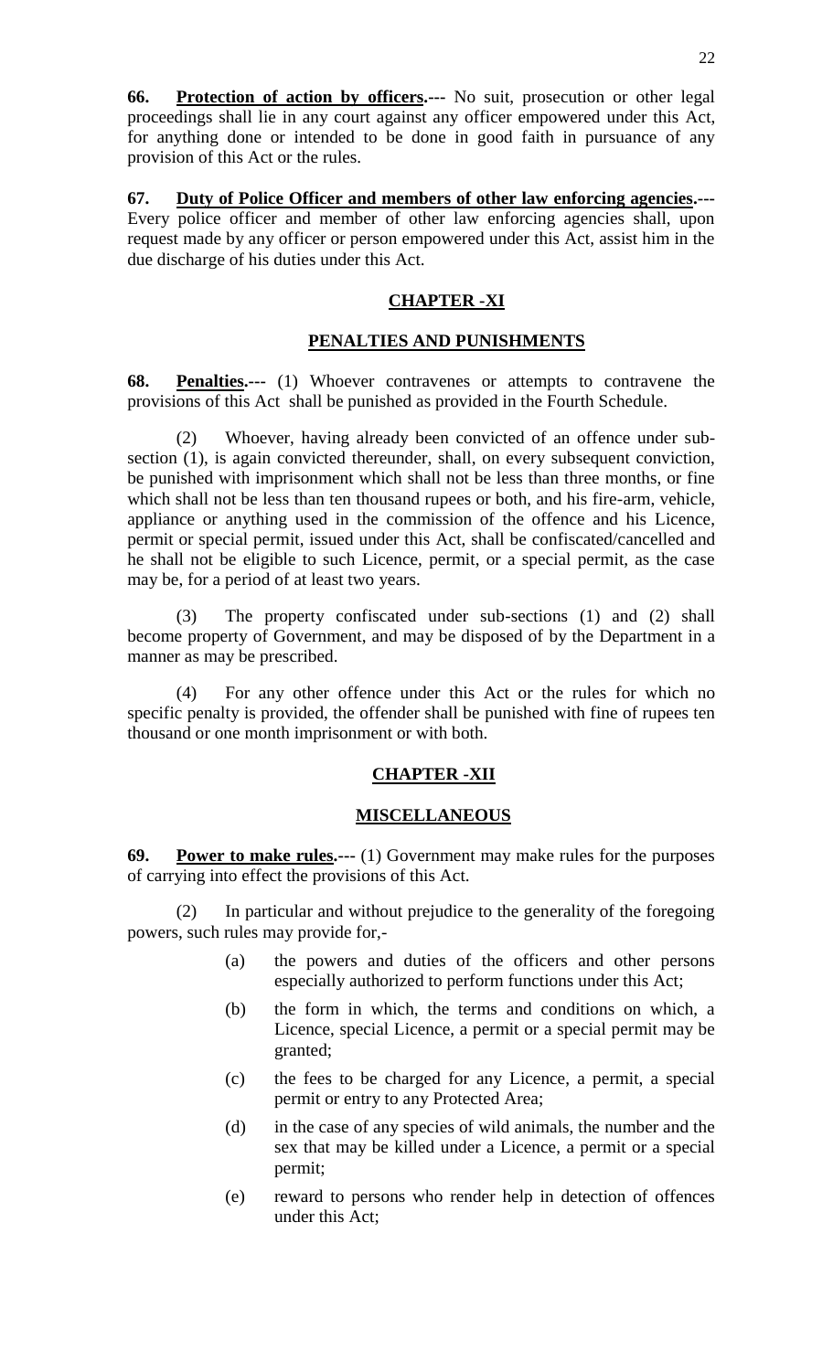**66. Protection of action by officers.**--- No suit, prosecution or other legal proceedings shall lie in any court against any officer empowered under this Act, for anything done or intended to be done in good faith in pursuance of any provision of this Act or the rules.

**67. Duty of Police Officer and members of other law enforcing agencies.**--- Every police officer and member of other law enforcing agencies shall, upon request made by any officer or person empowered under this Act, assist him in the due discharge of his duties under this Act.

## CHAPTER -XI

## PENALTIES AND PUNISHMENTS

**68. Penalties.**--- (1) Whoever contravenes or attempts to contravene the provisions of this Act shall be punished as provided in the Fourth Schedule.

(2) Whoever, having already been convicted of an offence under sub-section (1), is again convicted thereunder, shall, on every subsequent conviction, be punished with imprisonment which shall not be less than three months, or fine which shall not be less than ten thousand rupees or both, and his fire-arm, vehicle, appliance or anything used in the commission of the offence and his Licence, permit or special permit, issued under this Act, shall be confiscated/cancelled and he shall not be eligible to such Licence, permit, or a special permit, as the case may be, for a period of at least two years.

(3) The property confiscated under sub-sections (1) and (2) shall become property of Government, and may be disposed of by the Department in a manner as may be prescribed.

(4) For any other offence under this Act or the rules for which no specific penalty is provided, the offender shall be punished with fine of rupees ten thousand or one month imprisonment or with both.

## CHAPTER -XII

## MISCELLANEOUS

**69. Power to make rules.**--- (1) Government may make rules for the purposes of carrying into effect the provisions of this Act.

(2) In particular and without prejudice to the generality of the foregoing powers, such rules may provide for,-

(a) the powers and duties of the officers and other persons especially authorized to perform functions under this Act;

(b) the form in which, the terms and conditions on which, a Licence, special Licence, a permit or a special permit may be granted;

(c) the fees to be charged for any Licence, a permit, a special permit or entry to any Protected Area;

(d) in the case of any species of wild animals, the number and the sex that may be killed under a Licence, a permit or a special permit;

(e) reward to persons who render help in detection of offences under this Act;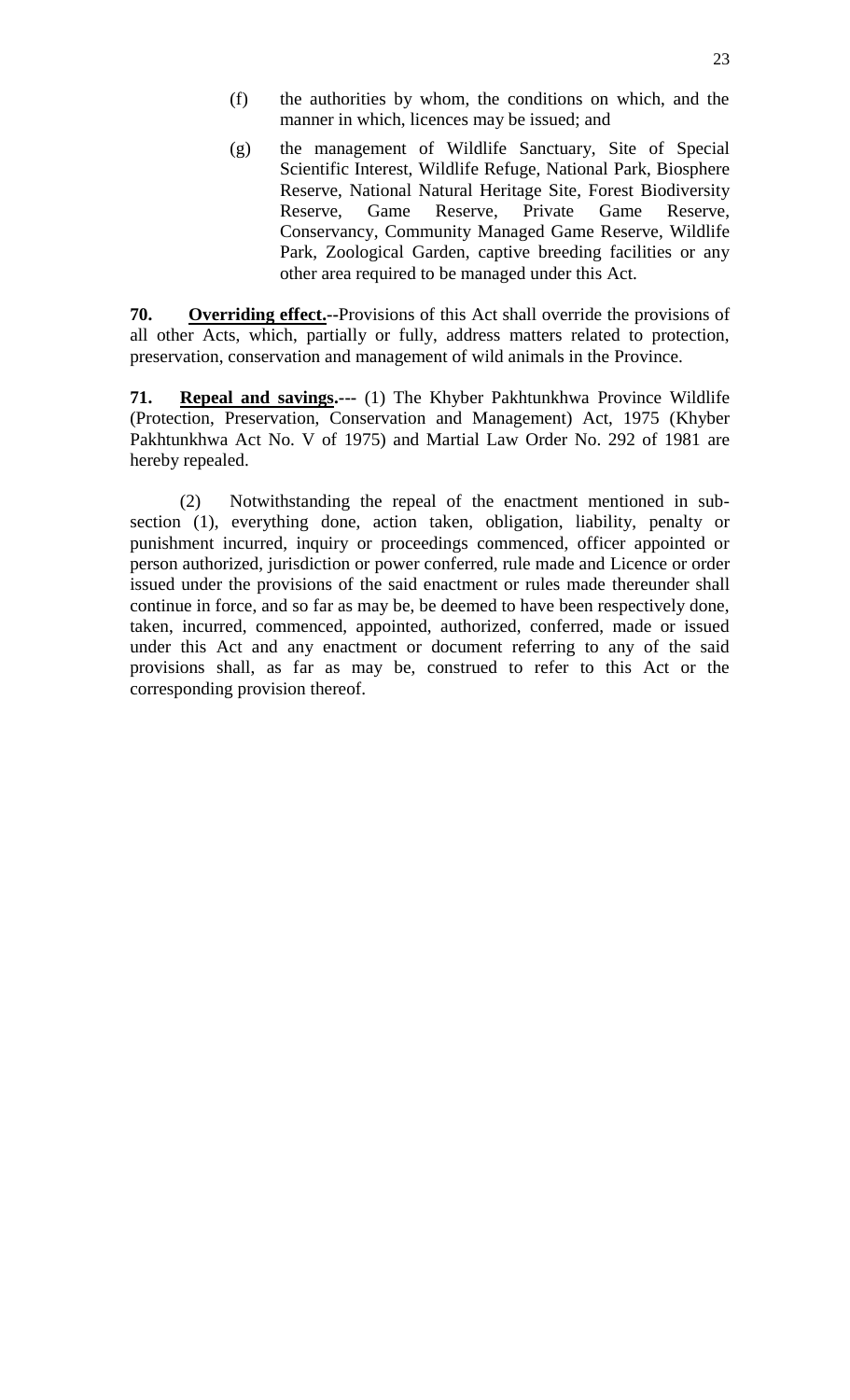(f) the authorities by whom, the conditions on which, and the manner in which, licences may be issued; and

(g) the management of Wildlife Sanctuary, Site of Special Scientific Interest, Wildlife Refuge, National Park, Biosphere Reserve, National Natural Heritage Site, Forest Biodiversity Reserve, Game Reserve, Private Game Reserve, Conservancy, Community Managed Game Reserve, Wildlife Park, Zoological Garden, captive breeding facilities or any other area required to be managed under this Act.

**70. Overriding effect.**--Provisions of this Act shall override the provisions of all other Acts, which, partially or fully, address matters related to protection, preservation, conservation and management of wild animals in the Province.

**71. Repeal and savings.**--- (1) The Khyber Pakhtunkhwa Province Wildlife (Protection, Preservation, Conservation and Management) Act, 1975 (Khyber Pakhtunkhwa Act No. V of 1975) and Martial Law Order No. 292 of 1981 are hereby repealed.

(2) Notwithstanding the repeal of the enactment mentioned in sub-section (1), everything done, action taken, obligation, liability, penalty or punishment incurred, inquiry or proceedings commenced, officer appointed or person authorized, jurisdiction or power conferred, rule made and Licence or order issued under the provisions of the said enactment or rules made thereunder shall continue in force, and so far as may be, be deemed to have been respectively done, taken, incurred, commenced, appointed, authorized, conferred, made or issued under this Act and any enactment or document referring to any of the said provisions shall, as far as may be, construed to refer to this Act or the corresponding provision thereof.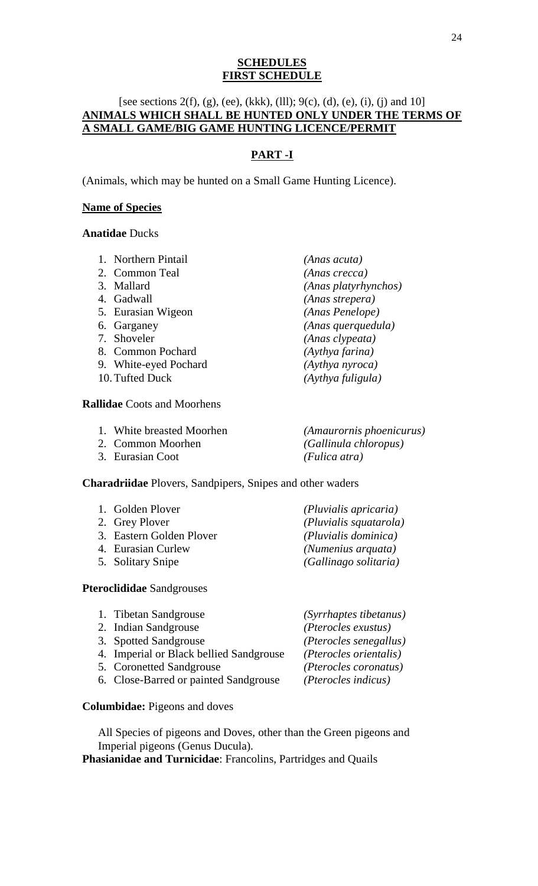## SCHEDULES

## FIRST SCHEDULE

[see sections 2(f), (g), (ee), (kkk), (lll); 9(c), (d), (e), (i), (j) and 10]

**ANIMALS WHICH SHALL BE HUNTED ONLY UNDER THE TERMS OF A SMALL GAME/BIG GAME HUNTING LICENCE/PERMIT**

### PART -I

(Animals, which may be hunted on a Small Game Hunting Licence).

**Name of Species**

**Anatidae** Ducks

1. Northern Pintail *(Anas acuta)*
2. Common Teal *(Anas crecca)*
3. Mallard *(Anas platyrhynchos)*
4. Gadwall *(Anas strepera)*
5. Eurasian Wigeon *(Anas Penelope)*
6. Garganey *(Anas querquedula)*
7. Shoveler *(Anas clypeata)*
8. Common Pochard *(Aythya farina)*
9. White-eyed Pochard *(Aythya nyroca)*
10. Tufted Duck *(Aythya fuligula)*

**Rallidae** Coots and Moorhens

1. White breasted Moorhen *(Amaurornis phoenicurus)*
2. Common Moorhen *(Gallinula chloropus)*
3. Eurasian Coot *(Fulica atra)*

**Charadriidae** Plovers, Sandpipers, Snipes and other waders

1. Golden Plover *(Pluvialis apricaria)*
2. Grey Plover *(Pluvialis squatarola)*
3. Eastern Golden Plover *(Pluvialis dominica)*
4. Eurasian Curlew *(Numenius arquata)*
5. Solitary Snipe *(Gallinago solitaria)*

**Pteroclididae** Sandgrouses

1. Tibetan Sandgrouse *(Syrrhaptes tibetanus)*
2. Indian Sandgrouse *(Pterocles exustus)*
3. Spotted Sandgrouse *(Pterocles senegallus)*
4. Imperial or Black bellied Sandgrouse *(Pterocles orientalis)*
5. Coronetted Sandgrouse *(Pterocles coronatus)*
6. Close-Barred or painted Sandgrouse *(Pterocles indicus)*

**Columbidae:** Pigeons and doves

All Species of pigeons and Doves, other than the Green pigeons and Imperial pigeons (Genus Ducula).

**Phasianidae and Turnicidae**: Francolins, Partridges and Quails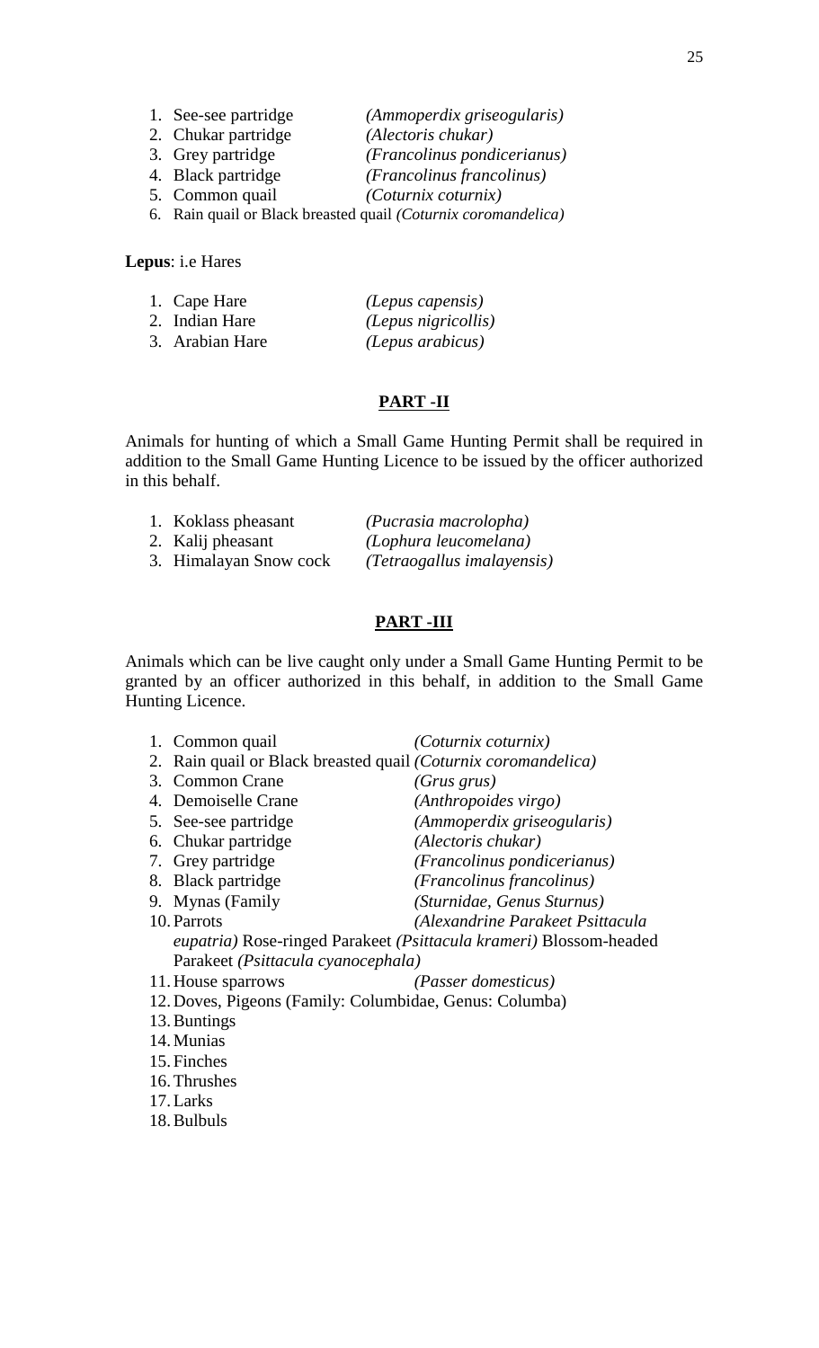1. See-see partridge *(Ammoperdix griseogularis)*
2. Chukar partridge *(Alectoris chukar)*
3. Grey partridge *(Francolinus pondicerianus)*
4. Black partridge *(Francolinus francolinus)*
5. Common quail *(Coturnix coturnix)*
6. Rain quail or Black breasted quail *(Coturnix coromandelica)*

**Lepus**: i.e Hares

1. Cape Hare *(Lepus capensis)*
2. Indian Hare *(Lepus nigricollis)*
3. Arabian Hare *(Lepus arabicus)*

## PART -II

Animals for hunting of which a Small Game Hunting Permit shall be required in addition to the Small Game Hunting Licence to be issued by the officer authorized in this behalf.

1. Koklass pheasant *(Pucrasia macrolopha)*
2. Kalij pheasant *(Lophura leucomelana)*
3. Himalayan Snow cock *(Tetraogallus imalayensis)*

## PART -III

Animals which can be live caught only under a Small Game Hunting Permit to be granted by an officer authorized in this behalf, in addition to the Small Game Hunting Licence.

1. Common quail *(Coturnix coturnix)*
2. Rain quail or Black breasted quail *(Coturnix coromandelica)*
3. Common Crane *(Grus grus)*
4. Demoiselle Crane *(Anthropoides virgo)*
5. See-see partridge *(Ammoperdix griseogularis)*
6. Chukar partridge *(Alectoris chukar)*
7. Grey partridge *(Francolinus pondicerianus)*
8. Black partridge *(Francolinus francolinus)*
9. Mynas (Family *(Sturnidae, Genus Sturnus)*
10. Parrots *(Alexandrine Parakeet Psittacula eupatria)* Rose-ringed Parakeet *(Psittacula krameri)* Blossom-headed Parakeet *(Psittacula cyanocephala)*
11. House sparrows *(Passer domesticus)*
12. Doves, Pigeons (Family: Columbidae, Genus: Columba)
13. Buntings
14. Munias
15. Finches
16. Thrushes
17. Larks
18. Bulbuls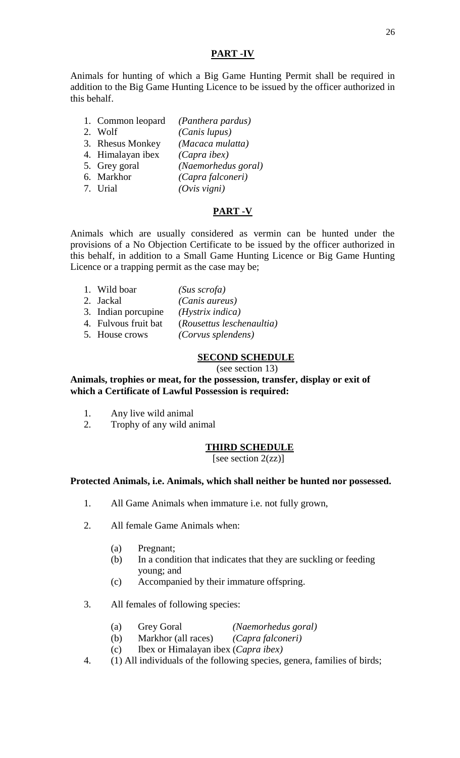## PART -IV

Animals for hunting of which a Big Game Hunting Permit shall be required in addition to the Big Game Hunting Licence to be issued by the officer authorized in this behalf.

1. Common leopard *(Panthera pardus)*
2. Wolf *(Canis lupus)*
3. Rhesus Monkey *(Macaca mulatta)*
4. Himalayan ibex *(Capra ibex)*
5. Grey goral *(Naemorhedus goral)*
6. Markhor *(Capra falconeri)*
7. Urial *(Ovis vigni)*

## PART -V

Animals which are usually considered as vermin can be hunted under the provisions of a No Objection Certificate to be issued by the officer authorized in this behalf, in addition to a Small Game Hunting Licence or Big Game Hunting Licence or a trapping permit as the case may be;

1. Wild boar *(Sus scrofa)*
2. Jackal *(Canis aureus)*
3. Indian porcupine *(Hystrix indica)*
4. Fulvous fruit bat (*Rousettus leschenaultia)*
5. House crows *(Corvus splendens)*

## SECOND SCHEDULE

(see section 13)

**Animals, trophies or meat, for the possession, transfer, display or exit of which a Certificate of Lawful Possession is required:**

1. Any live wild animal
2. Trophy of any wild animal

## THIRD SCHEDULE

[see section 2(zz)]

**Protected Animals, i.e. Animals, which shall neither be hunted nor possessed.**

1. All Game Animals when immature i.e. not fully grown,
2. All female Game Animals when:
   - (a) Pregnant;
   - (b) In a condition that indicates that they are suckling or feeding young; and
   - (c) Accompanied by their immature offspring.
3. All females of following species:
   - (a) Grey Goral *(Naemorhedus goral)*
   - (b) Markhor (all races) *(Capra falconeri)*
   - (c) Ibex or Himalayan ibex (*Capra ibex)*
4. (1) All individuals of the following species, genera, families of birds;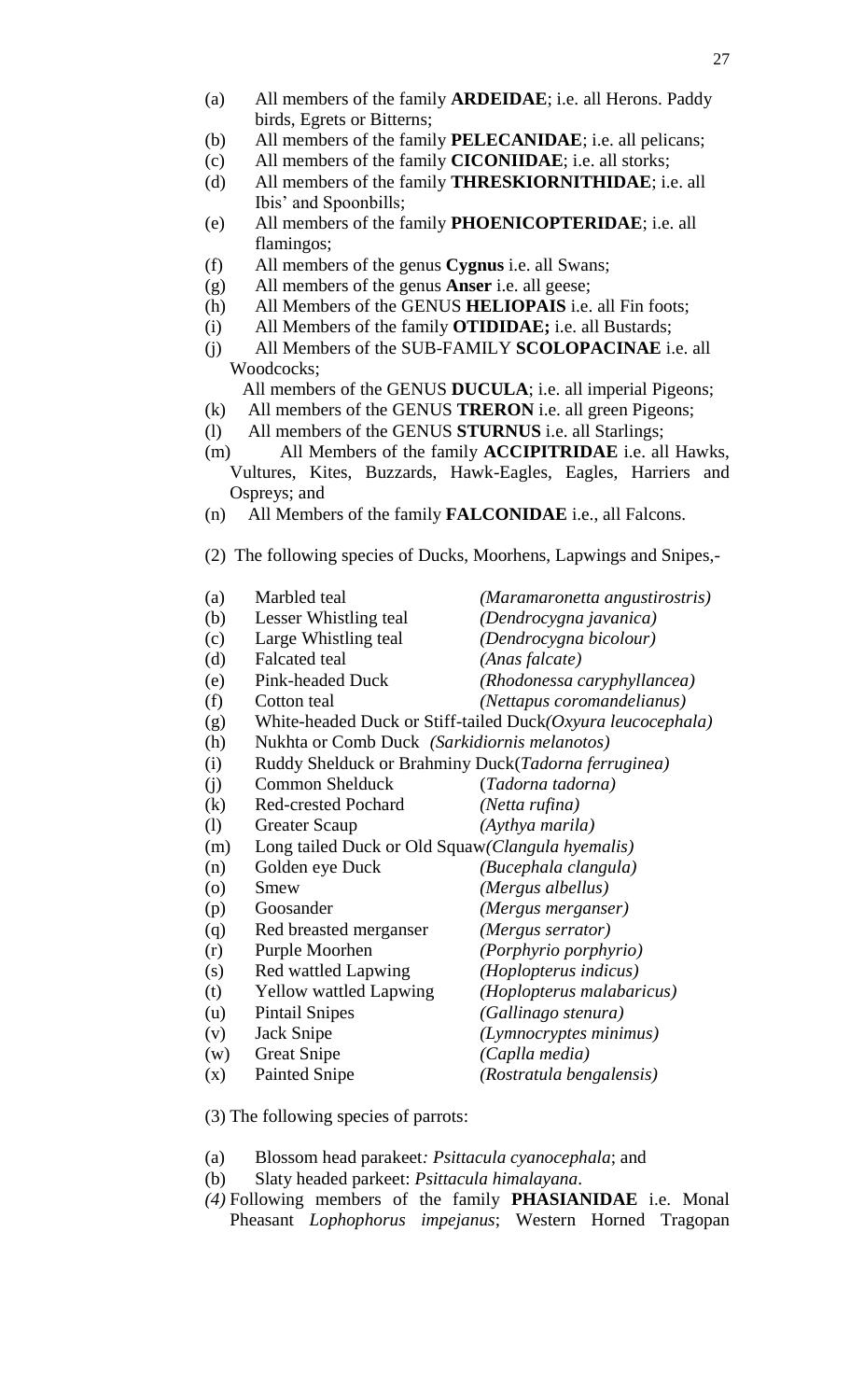(a) All members of the family **ARDEIDAE**; i.e. all Herons. Paddy birds, Egrets or Bitterns;
(b) All members of the family **PELECANIDAE**; i.e. all pelicans;
(c) All members of the family **CICONIIDAE**; i.e. all storks;
(d) All members of the family **THRESKIORNITHIDAE**; i.e. all Ibis' and Spoonbills;
(e) All members of the family **PHOENICOPTERIDAE**; i.e. all flamingos;
(f) All members of the genus **Cygnus** i.e. all Swans;
(g) All members of the genus **Anser** i.e. all geese;
(h) All Members of the GENUS **HELIOPAIS** i.e. all Fin foots;
(i) All Members of the family **OTIDIDAE;** i.e. all Bustards;
(j) All Members of the SUB-FAMILY **SCOLOPACINAE** i.e. all Woodcocks;
All members of the GENUS **DUCULA**; i.e. all imperial Pigeons;
(k) All members of the GENUS **TRERON** i.e. all green Pigeons;
(l) All members of the GENUS **STURNUS** i.e. all Starlings;
(m) All Members of the family **ACCIPITRIDAE** i.e. all Hawks, Vultures, Kites, Buzzards, Hawk-Eagles, Eagles, Harriers and Ospreys; and
(n) All Members of the family **FALCONIDAE** i.e., all Falcons.

(2) The following species of Ducks, Moorhens, Lapwings and Snipes,-

(a) Marbled teal *(Maramaronetta angustirostris)*
(b) Lesser Whistling teal *(Dendrocygna javanica)*
(c) Large Whistling teal *(Dendrocygna bicolour)*
(d) Falcated teal *(Anas falcate)*
(e) Pink-headed Duck *(Rhodonessa caryphyllancea)*
(f) Cotton teal *(Nettapus coromandelianus)*
(g) White-headed Duck or Stiff-tailed Duck*(Oxyura leucocephala)*
(h) Nukhta or Comb Duck *(Sarkidiornis melanotos)*
(i) Ruddy Shelduck or Brahminy Duck*(Tadorna ferruginea)*
(j) Common Shelduck (*Tadorna tadorna)*
(k) Red-crested Pochard *(Netta rufina)*
(l) Greater Scaup *(Aythya marila)*
(m) Long tailed Duck or Old Squaw*(Clangula hyemalis)*
(n) Golden eye Duck *(Bucephala clangula)*
(o) Smew *(Mergus albellus)*
(p) Goosander *(Mergus merganser)*
(q) Red breasted merganser *(Mergus serrator)*
(r) Purple Moorhen *(Porphyrio porphyrio)*
(s) Red wattled Lapwing *(Hoplopterus indicus)*
(t) Yellow wattled Lapwing *(Hoplopterus malabaricus)*
(u) Pintail Snipes *(Gallinago stenura)*
(v) Jack Snipe *(Lymnocryptes minimus)*
(w) Great Snipe *(Caplla media)*
(x) Painted Snipe *(Rostratula bengalensis)*

(3) The following species of parrots:

(a) Blossom head parakeet*: Psittacula cyanocephala*; and
(b) Slaty headed parkeet: *Psittacula himalayana*.

*(4)* Following members of the family **PHASIANIDAE** i.e. Monal Pheasant *Lophophorus impejanus*; Western Horned Tragopan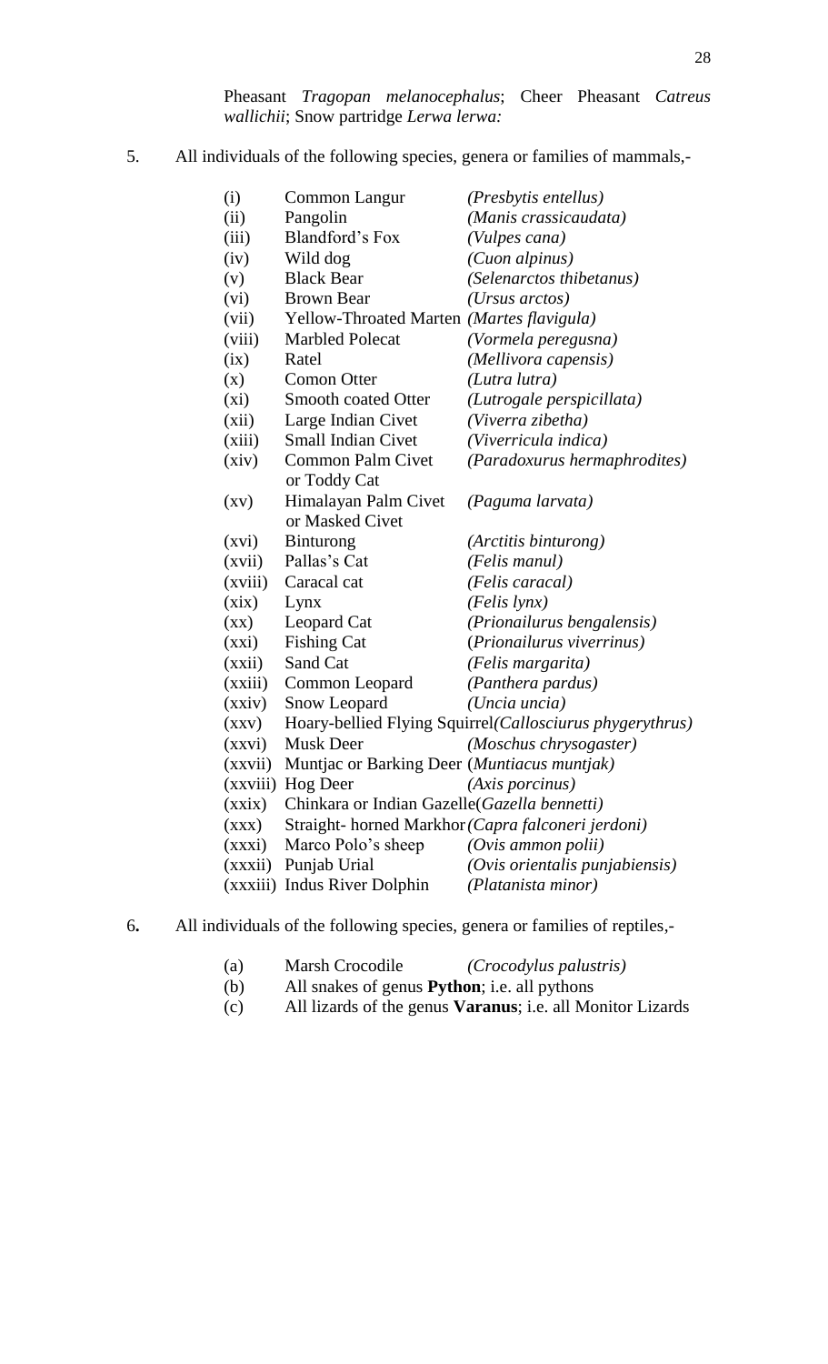Pheasant *Tragopan melanocephalus*; Cheer Pheasant *Catreus wallichii*; Snow partridge *Lerwa lerwa:*

5. All individuals of the following species, genera or families of mammals,-

| | | |
|---|---|---|
| (i) | Common Langur | *(Presbytis entellus)* |
| (ii) | Pangolin | *(Manis crassicaudata)* |
| (iii) | Blandford's Fox | *(Vulpes cana)* |
| (iv) | Wild dog | *(Cuon alpinus)* |
| (v) | Black Bear | *(Selenarctos thibetanus)* |
| (vi) | Brown Bear | *(Ursus arctos)* |
| (vii) | Yellow-Throated Marten | *(Martes flavigula)* |
| (viii) | Marbled Polecat | *(Vormela peregusna)* |
| (ix) | Ratel | *(Mellivora capensis)* |
| (x) | Comon Otter | *(Lutra lutra)* |
| (xi) | Smooth coated Otter | *(Lutrogale perspicillata)* |
| (xii) | Large Indian Civet | *(Viverra zibetha)* |
| (xiii) | Small Indian Civet | *(Viverricula indica)* |
| (xiv) | Common Palm Civet or Toddy Cat | *(Paradoxurus hermaphrodites)* |
| (xv) | Himalayan Palm Civet or Masked Civet | *(Paguma larvata)* |
| (xvi) | Binturong | *(Arctitis binturong)* |
| (xvii) | Pallas's Cat | *(Felis manul)* |
| (xviii) | Caracal cat | *(Felis caracal)* |
| (xix) | Lynx | *(Felis lynx)* |
| (xx) | Leopard Cat | *(Prionailurus bengalensis)* |
| (xxi) | Fishing Cat | (*Prionailurus viverrinus)* |
| (xxii) | Sand Cat | *(Felis margarita)* |
| (xxiii) | Common Leopard | *(Panthera pardus)* |
| (xxiv) | Snow Leopard | *(Uncia uncia)* |
| (xxv) | Hoary-bellied Flying Squirrel | *(Callosciurus phygerythrus)* |
| (xxvi) | Musk Deer | *(Moschus chrysogaster)* |
| (xxvii) | Muntjac or Barking Deer | (*Muntiacus muntjak)* |
| (xxviii) | Hog Deer | *(Axis porcinus)* |
| (xxix) | Chinkara or Indian Gazelle | (*Gazella bennetti)* |
| (xxx) | Straight- horned Markhor | *(Capra falconeri jerdoni)* |
| (xxxi) | Marco Polo's sheep | *(Ovis ammon polii)* |
| (xxxii) | Punjab Urial | *(Ovis orientalis punjabiensis)* |
| (xxxiii) | Indus River Dolphin | *(Platanista minor)* |

6. All individuals of the following species, genera or families of reptiles,-

(a) Marsh Crocodile *(Crocodylus palustris)*

(b) All snakes of genus **Python**; i.e. all pythons

(c) All lizards of the genus **Varanus**; i.e. all Monitor Lizards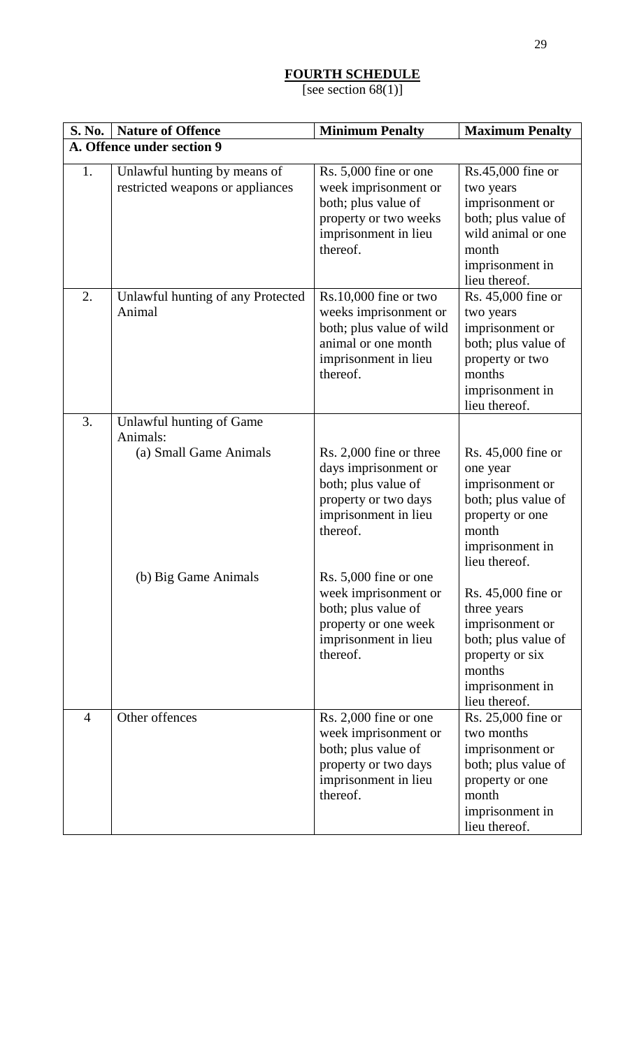## FOURTH SCHEDULE

[see section 68(1)]

| S. No. | Nature of Offence | Minimum Penalty | Maximum Penalty |
|---|---|---|---|
| **A. Offence under section 9** | | | |
| 1. | Unlawful hunting by means of restricted weapons or appliances | Rs. 5,000 fine or one week imprisonment or both; plus value of property or two weeks imprisonment in lieu thereof. | Rs.45,000 fine or two years imprisonment or both; plus value of wild animal or one month imprisonment in lieu thereof. |
| 2. | Unlawful hunting of any Protected Animal | Rs.10,000 fine or two weeks imprisonment or both; plus value of wild animal or one month imprisonment in lieu thereof. | Rs. 45,000 fine or two years imprisonment or both; plus value of property or two months imprisonment in lieu thereof. |
| 3. | Unlawful hunting of Game Animals: | | |
| | (a) Small Game Animals | Rs. 2,000 fine or three days imprisonment or both; plus value of property or two days imprisonment in lieu thereof. | Rs. 45,000 fine or one year imprisonment or both; plus value of property or one month imprisonment in lieu thereof. |
| | (b) Big Game Animals | Rs. 5,000 fine or one week imprisonment or both; plus value of property or one week imprisonment in lieu thereof. | Rs. 45,000 fine or three years imprisonment or both; plus value of property or six months imprisonment in lieu thereof. |
| 4 | Other offences | Rs. 2,000 fine or one week imprisonment or both; plus value of property or two days imprisonment in lieu thereof. | Rs. 25,000 fine or two months imprisonment or both; plus value of property or one month imprisonment in lieu thereof. |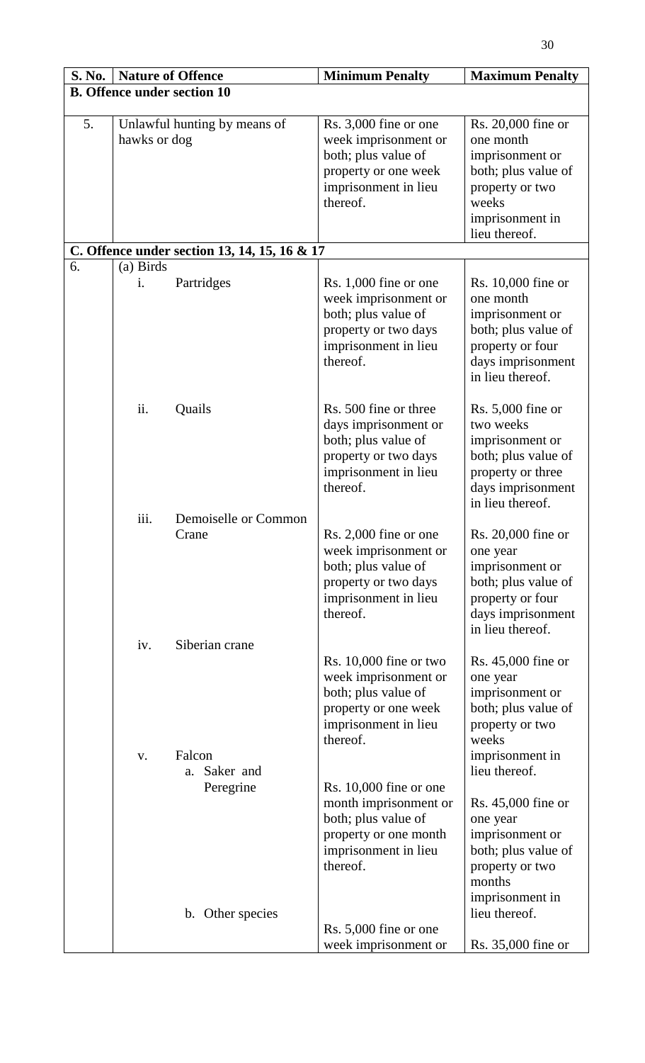| S. No. | Nature of Offence | Minimum Penalty | Maximum Penalty |
|---|---|---|---|
| **B. Offence under section 10** | | | |
| 5. | Unlawful hunting by means of hawks or dog | Rs. 3,000 fine or one week imprisonment or both; plus value of property or one week imprisonment in lieu thereof. | Rs. 20,000 fine or one month imprisonment or both; plus value of property or two weeks imprisonment in lieu thereof. |
| **C. Offence under section 13, 14, 15, 16 & 17** | | | |
| 6. | (a) Birds | | |
| | i. Partridges | Rs. 1,000 fine or one week imprisonment or both; plus value of property or two days imprisonment in lieu thereof. | Rs. 10,000 fine or one month imprisonment or both; plus value of property or four days imprisonment in lieu thereof. |
| | ii. Quails | Rs. 500 fine or three days imprisonment or both; plus value of property or two days imprisonment in lieu thereof. | Rs. 5,000 fine or two weeks imprisonment or both; plus value of property or three days imprisonment in lieu thereof. |
| | iii. Demoiselle or Common Crane | Rs. 2,000 fine or one week imprisonment or both; plus value of property or two days imprisonment in lieu thereof. | Rs. 20,000 fine or one year imprisonment or both; plus value of property or four days imprisonment in lieu thereof. |
| | iv. Siberian crane | Rs. 10,000 fine or two week imprisonment or both; plus value of property or one week imprisonment in lieu thereof. | Rs. 45,000 fine or one year imprisonment or both; plus value of property or two weeks imprisonment in lieu thereof. |
| | v. Falcon | | |
| | a. Saker and Peregrine | Rs. 10,000 fine or one month imprisonment or both; plus value of property or one month imprisonment in lieu thereof. | Rs. 45,000 fine or one year imprisonment or both; plus value of property or two months imprisonment in lieu thereof. |
| | b. Other species | Rs. 5,000 fine or one week imprisonment or | Rs. 35,000 fine or |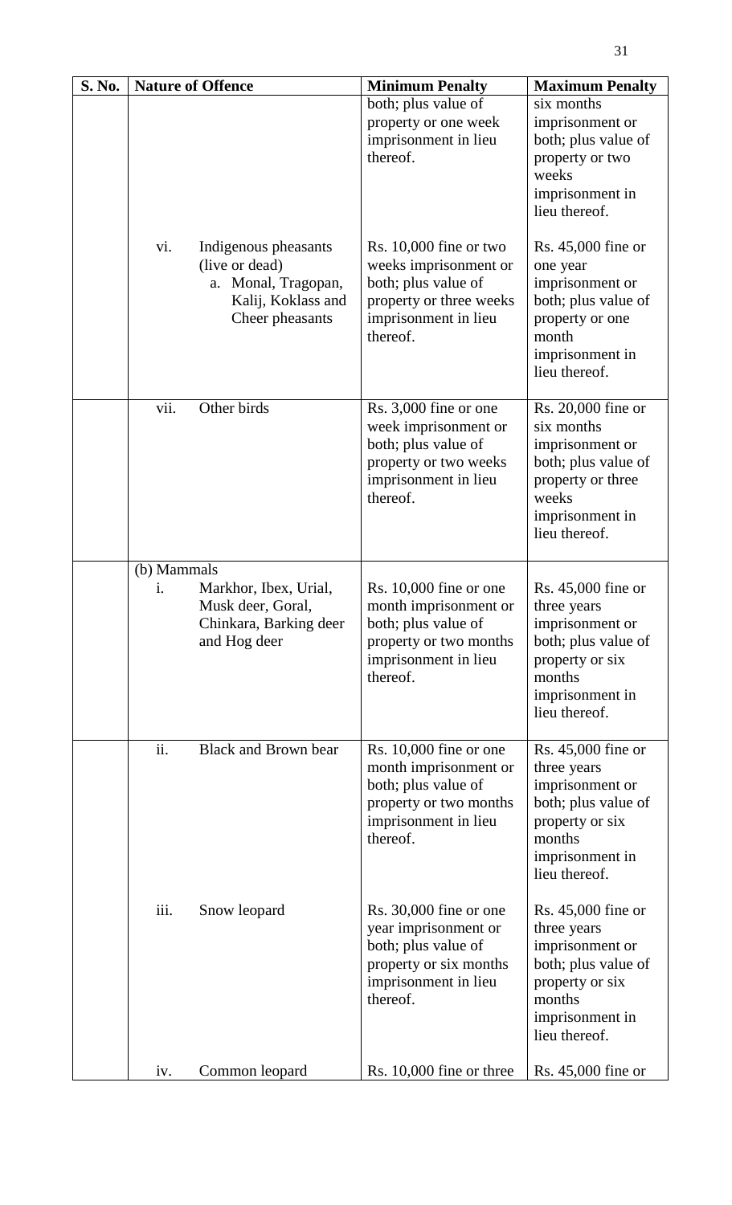| S. No. | Nature of Offence | Minimum Penalty | Maximum Penalty |
|---|---|---|---|
| | | both; plus value of property or one week imprisonment in lieu thereof. | six months imprisonment or both; plus value of property or two weeks imprisonment in lieu thereof. |
| | vi. Indigenous pheasants (live or dead) a. Monal, Tragopan, Kalij, Koklass and Cheer pheasants | Rs. 10,000 fine or two weeks imprisonment or both; plus value of property or three weeks imprisonment in lieu thereof. | Rs. 45,000 fine or one year imprisonment or both; plus value of property or one month imprisonment in lieu thereof. |
| | vii. Other birds | Rs. 3,000 fine or one week imprisonment or both; plus value of property or two weeks imprisonment in lieu thereof. | Rs. 20,000 fine or six months imprisonment or both; plus value of property or three weeks imprisonment in lieu thereof. |
| | (b) Mammals<br>i. Markhor, Ibex, Urial, Musk deer, Goral, Chinkara, Barking deer and Hog deer | Rs. 10,000 fine or one month imprisonment or both; plus value of property or two months imprisonment in lieu thereof. | Rs. 45,000 fine or three years imprisonment or both; plus value of property or six months imprisonment in lieu thereof. |
| | ii. Black and Brown bear | Rs. 10,000 fine or one month imprisonment or both; plus value of property or two months imprisonment in lieu thereof. | Rs. 45,000 fine or three years imprisonment or both; plus value of property or six months imprisonment in lieu thereof. |
| | iii. Snow leopard | Rs. 30,000 fine or one year imprisonment or both; plus value of property or six months imprisonment in lieu thereof. | Rs. 45,000 fine or three years imprisonment or both; plus value of property or six months imprisonment in lieu thereof. |
| | iv. Common leopard | Rs. 10,000 fine or three | Rs. 45,000 fine or |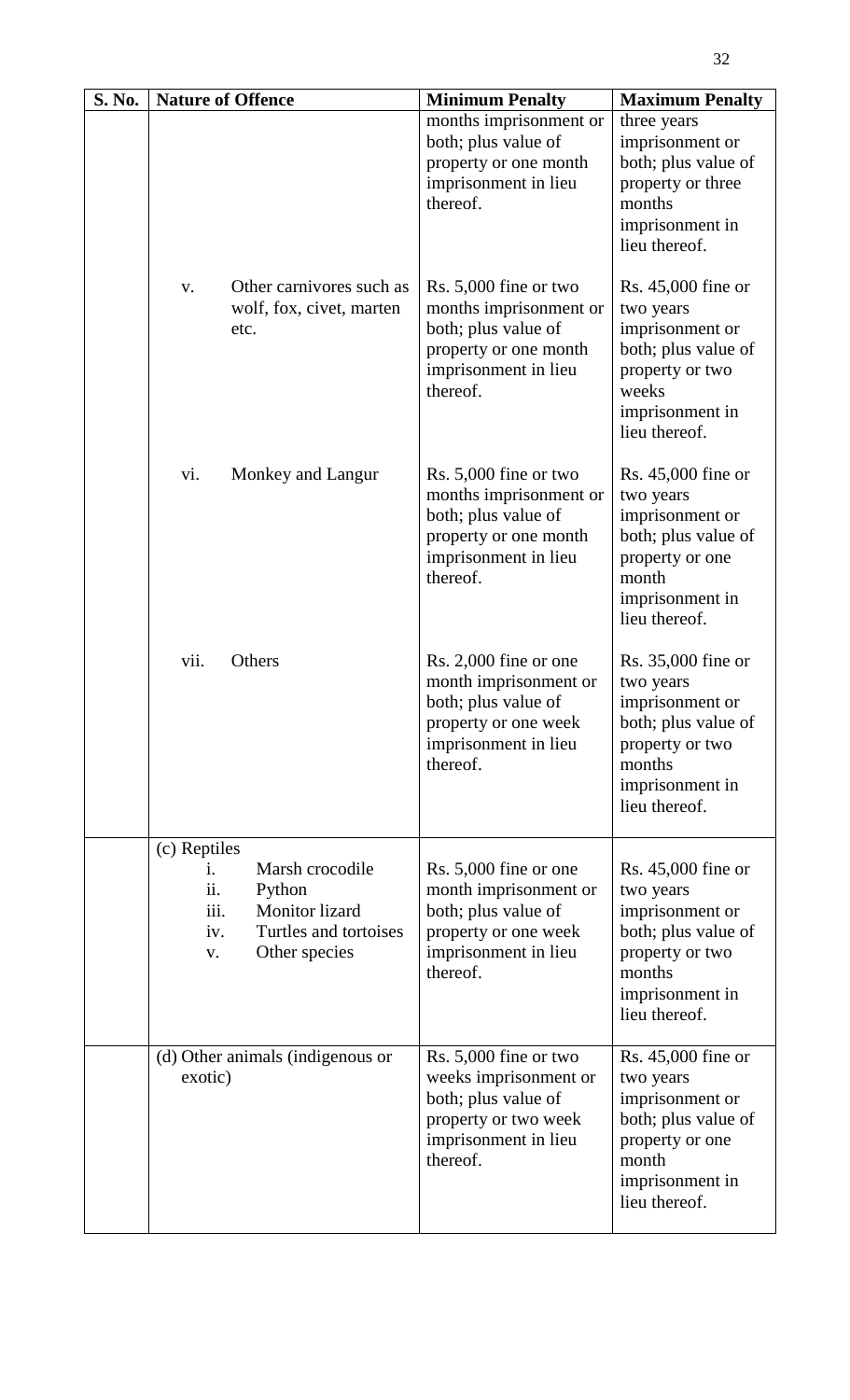| S. No. | Nature of Offence | Minimum Penalty | Maximum Penalty |
|---|---|---|---|
| | | months imprisonment or both; plus value of property or one month imprisonment in lieu thereof. | three years imprisonment or both; plus value of property or three months imprisonment in lieu thereof. |
| | v. Other carnivores such as wolf, fox, civet, marten etc. | Rs. 5,000 fine or two months imprisonment or both; plus value of property or one month imprisonment in lieu thereof. | Rs. 45,000 fine or two years imprisonment or both; plus value of property or two weeks imprisonment in lieu thereof. |
| | vi. Monkey and Langur | Rs. 5,000 fine or two months imprisonment or both; plus value of property or one month imprisonment in lieu thereof. | Rs. 45,000 fine or two years imprisonment or both; plus value of property or one month imprisonment in lieu thereof. |
| | vii. Others | Rs. 2,000 fine or one month imprisonment or both; plus value of property or one week imprisonment in lieu thereof. | Rs. 35,000 fine or two years imprisonment or both; plus value of property or two months imprisonment in lieu thereof. |
| | (c) Reptiles<br>i. Marsh crocodile<br>ii. Python<br>iii. Monitor lizard<br>iv. Turtles and tortoises<br>v. Other species | Rs. 5,000 fine or one month imprisonment or both; plus value of property or one week imprisonment in lieu thereof. | Rs. 45,000 fine or two years imprisonment or both; plus value of property or two months imprisonment in lieu thereof. |
| | (d) Other animals (indigenous or exotic) | Rs. 5,000 fine or two weeks imprisonment or both; plus value of property or two week imprisonment in lieu thereof. | Rs. 45,000 fine or two years imprisonment or both; plus value of property or one month imprisonment in lieu thereof. |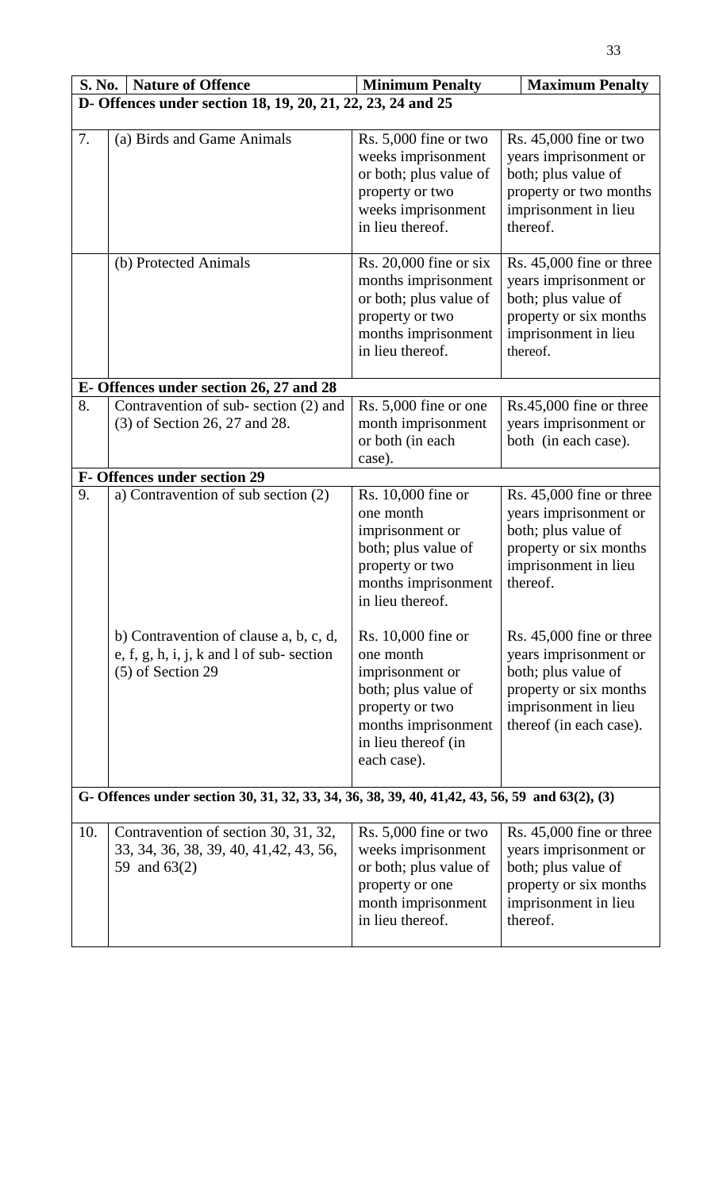| S. No. | Nature of Offence | Minimum Penalty | Maximum Penalty |
|---|---|---|---|
| **D- Offences under section 18, 19, 20, 21, 22, 23, 24 and 25** | | | |
| 7. | (a) Birds and Game Animals | Rs. 5,000 fine or two weeks imprisonment or both; plus value of property or two weeks imprisonment in lieu thereof. | Rs. 45,000 fine or two years imprisonment or both; plus value of property or two months imprisonment in lieu thereof. |
| | (b) Protected Animals | Rs. 20,000 fine or six months imprisonment or both; plus value of property or two months imprisonment in lieu thereof. | Rs. 45,000 fine or three years imprisonment or both; plus value of property or six months imprisonment in lieu thereof. |
| **E- Offences under section 26, 27 and 28** | | | |
| 8. | Contravention of sub- section (2) and (3) of Section 26, 27 and 28. | Rs. 5,000 fine or one month imprisonment or both (in each case). | Rs.45,000 fine or three years imprisonment or both (in each case). |
| **F- Offences under section 29** | | | |
| 9. | a) Contravention of sub section (2) | Rs. 10,000 fine or one month imprisonment or both; plus value of property or two months imprisonment in lieu thereof. | Rs. 45,000 fine or three years imprisonment or both; plus value of property or six months imprisonment in lieu thereof. |
| | b) Contravention of clause a, b, c, d, e, f, g, h, i, j, k and l of sub- section (5) of Section 29 | Rs. 10,000 fine or one month imprisonment or both; plus value of property or two months imprisonment in lieu thereof (in each case). | Rs. 45,000 fine or three years imprisonment or both; plus value of property or six months imprisonment in lieu thereof (in each case). |
| **G- Offences under section 30, 31, 32, 33, 34, 36, 38, 39, 40, 41,42, 43, 56, 59 and 63(2), (3)** | | | |
| 10. | Contravention of section 30, 31, 32, 33, 34, 36, 38, 39, 40, 41,42, 43, 56, 59 and 63(2) | Rs. 5,000 fine or two weeks imprisonment or both; plus value of property or one month imprisonment in lieu thereof. | Rs. 45,000 fine or three years imprisonment or both; plus value of property or six months imprisonment in lieu thereof. |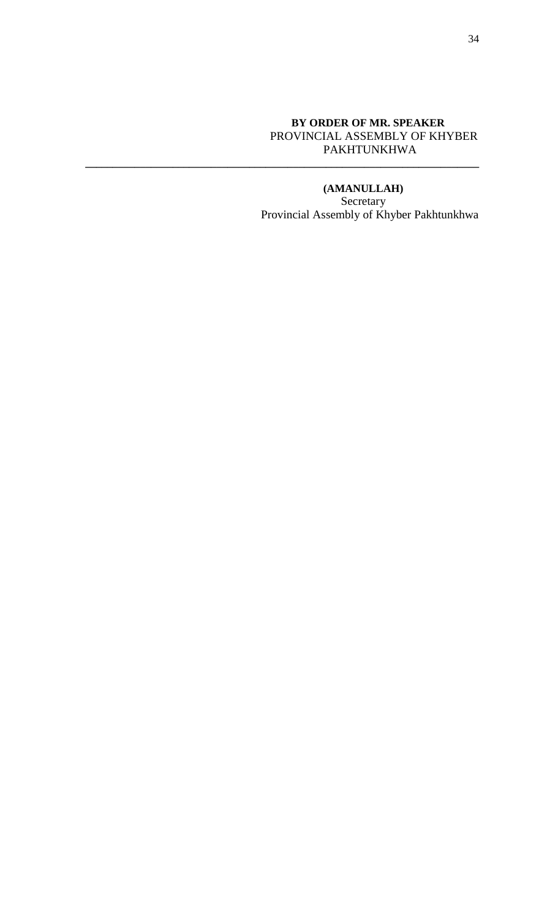**BY ORDER OF MR. SPEAKER**
PROVINCIAL ASSEMBLY OF KHYBER PAKHTUNKHWA

---

**(AMANULLAH)**
Secretary
Provincial Assembly of Khyber Pakhtunkhwa